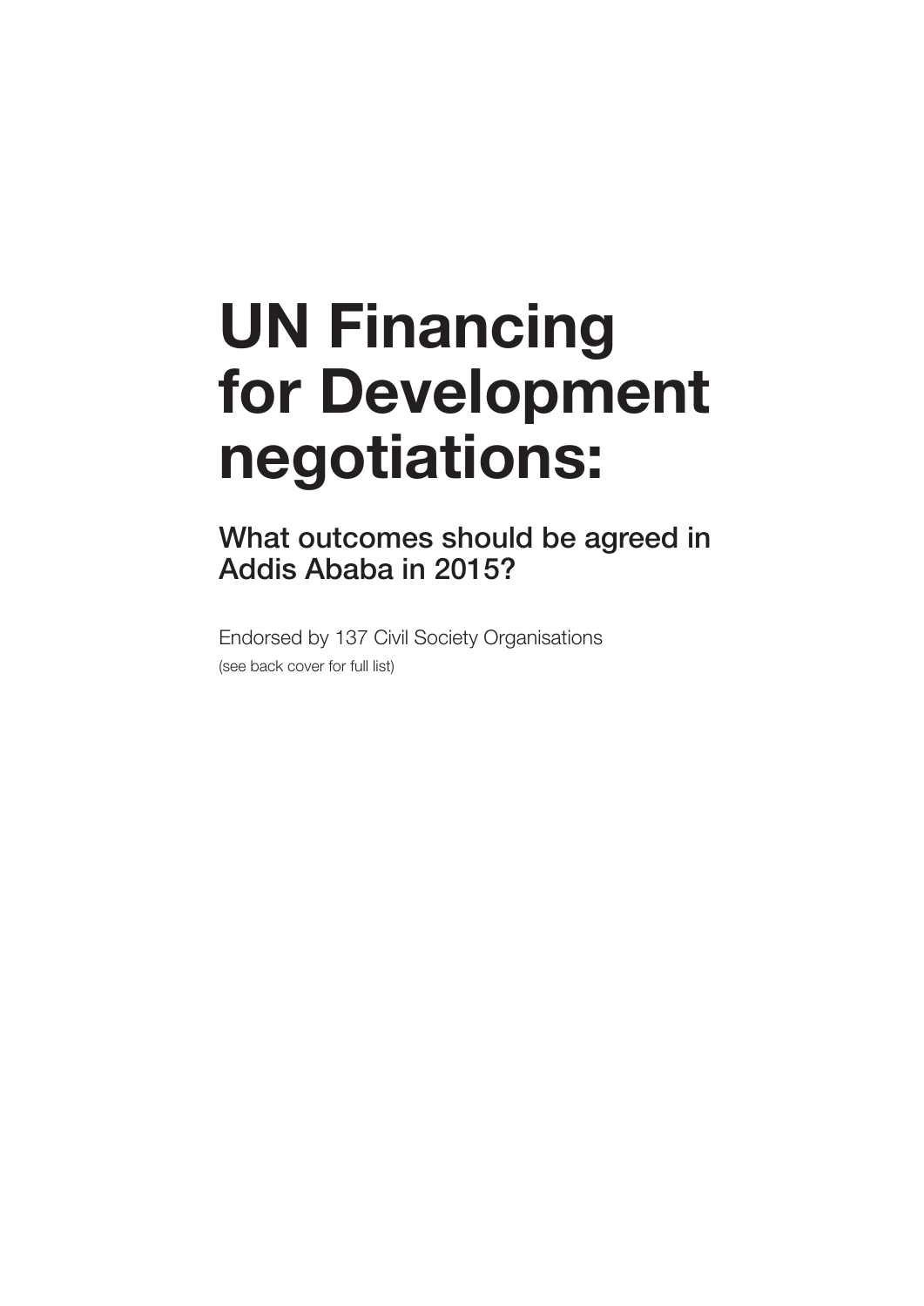# UN Financing for Development negotiations:

## What outcomes should be agreed in Addis Ababa in 2015?

Endorsed by 137 Civil Society Organisations

(see back cover for full list)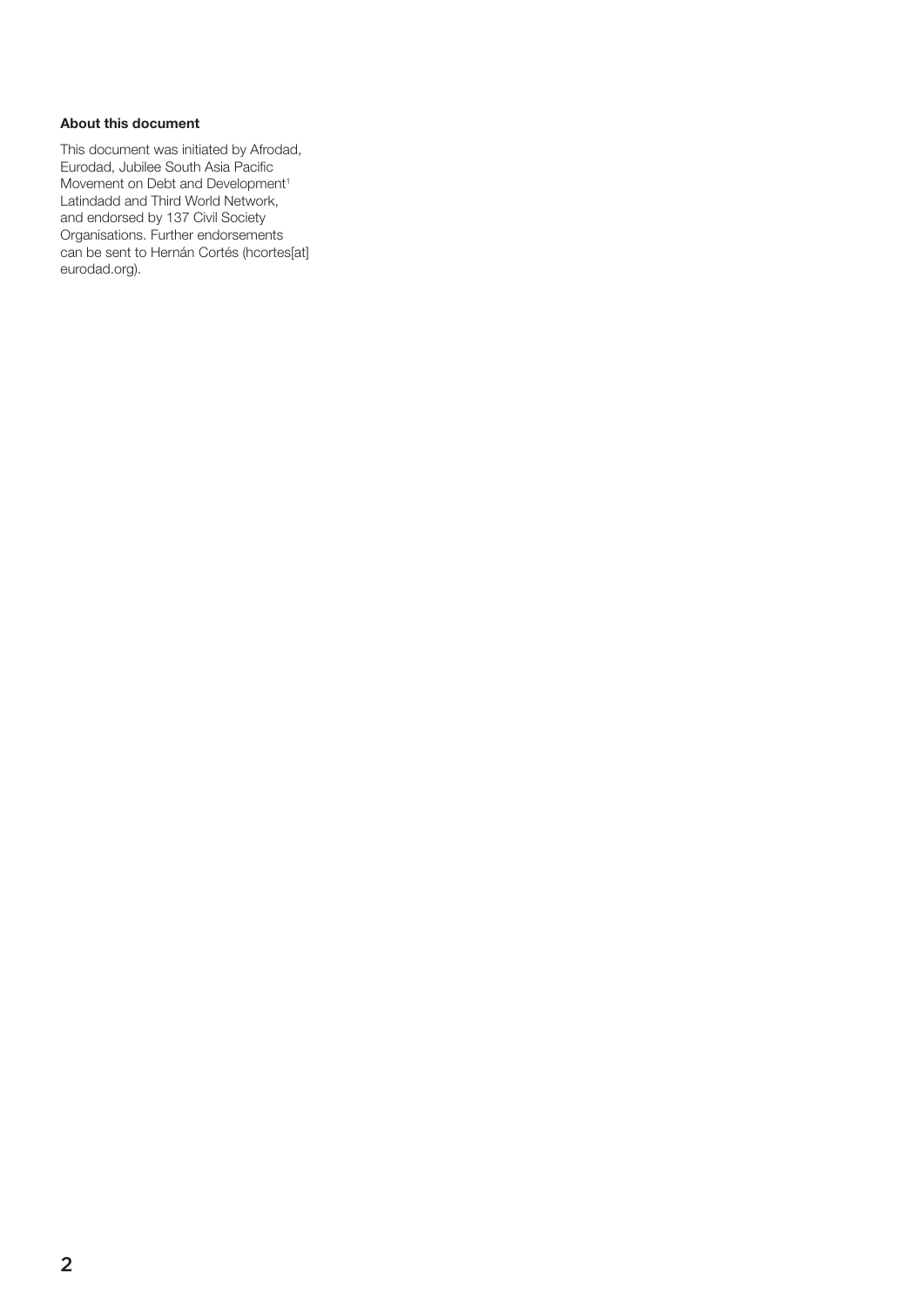**About this document**

This document was initiated by Afrodad, Eurodad, Jubilee South Asia Pacific Movement on Debt and Development[1] Latindadd and Third World Network, and endorsed by 137 Civil Society Organisations. Further endorsements can be sent to Hernán Cortés (hcortes[at] eurodad.org).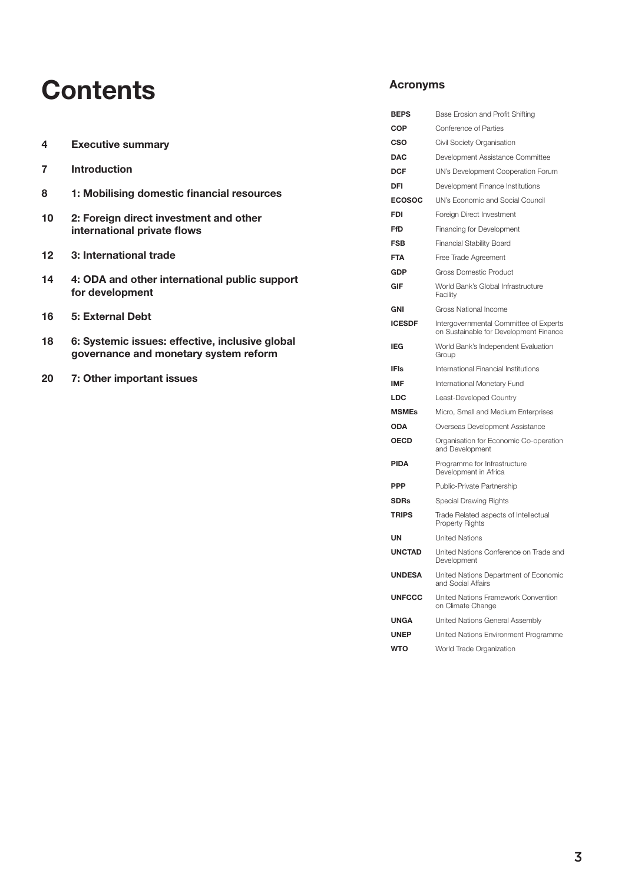# Contents

| | |
|---|---|
| 4 | **Executive summary** |
| 7 | **Introduction** |
| 8 | **1: Mobilising domestic financial resources** |
| 10 | **2: Foreign direct investment and other international private flows** |
| 12 | **3: International trade** |
| 14 | **4: ODA and other international public support for development** |
| 16 | **5: External Debt** |
| 18 | **6: Systemic issues: effective, inclusive global governance and monetary system reform** |
| 20 | **7: Other important issues** |

## Acronyms

| | |
|---|---|
| **BEPS** | Base Erosion and Profit Shifting |
| **COP** | Conference of Parties |
| **CSO** | Civil Society Organisation |
| **DAC** | Development Assistance Committee |
| **DCF** | UN's Development Cooperation Forum |
| **DFI** | Development Finance Institutions |
| **ECOSOC** | UN's Economic and Social Council |
| **FDI** | Foreign Direct Investment |
| **FfD** | Financing for Development |
| **FSB** | Financial Stability Board |
| **FTA** | Free Trade Agreement |
| **GDP** | Gross Domestic Product |
| **GIF** | World Bank's Global Infrastructure Facility |
| **GNI** | Gross National Income |
| **ICESDF** | Intergovernmental Committee of Experts on Sustainable for Development Finance |
| **IEG** | World Bank's Independent Evaluation Group |
| **IFIs** | International Financial Institutions |
| **IMF** | International Monetary Fund |
| **LDC** | Least-Developed Country |
| **MSMEs** | Micro, Small and Medium Enterprises |
| **ODA** | Overseas Development Assistance |
| **OECD** | Organisation for Economic Co-operation and Development |
| **PIDA** | Programme for Infrastructure Development in Africa |
| **PPP** | Public-Private Partnership |
| **SDRs** | Special Drawing Rights |
| **TRIPS** | Trade Related aspects of Intellectual Property Rights |
| **UN** | United Nations |
| **UNCTAD** | United Nations Conference on Trade and Development |
| **UNDESA** | United Nations Department of Economic and Social Affairs |
| **UNFCCC** | United Nations Framework Convention on Climate Change |
| **UNGA** | United Nations General Assembly |
| **UNEP** | United Nations Environment Programme |
| **WTO** | World Trade Organization |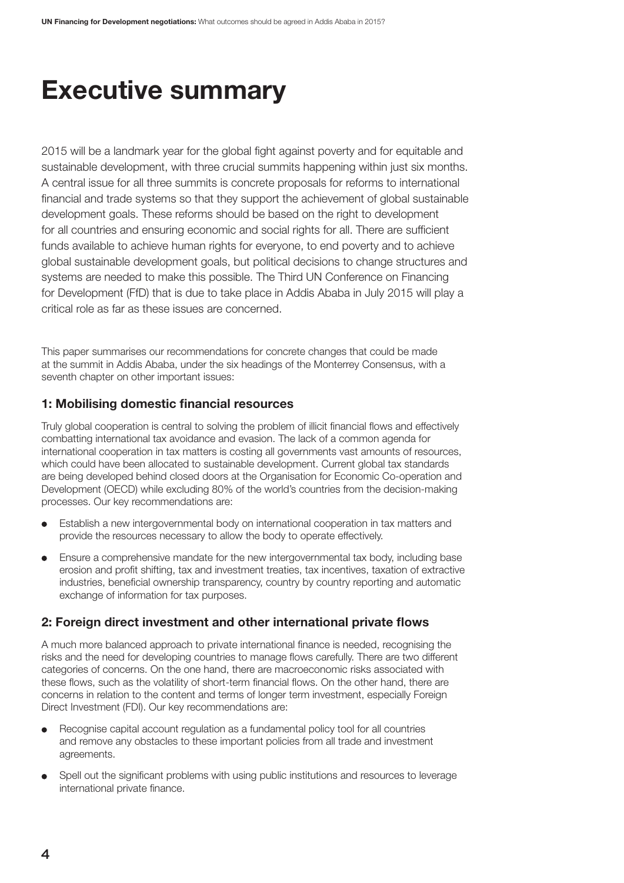# Executive summary

2015 will be a landmark year for the global fight against poverty and for equitable and sustainable development, with three crucial summits happening within just six months. A central issue for all three summits is concrete proposals for reforms to international financial and trade systems so that they support the achievement of global sustainable development goals. These reforms should be based on the right to development for all countries and ensuring economic and social rights for all. There are sufficient funds available to achieve human rights for everyone, to end poverty and to achieve global sustainable development goals, but political decisions to change structures and systems are needed to make this possible. The Third UN Conference on Financing for Development (FfD) that is due to take place in Addis Ababa in July 2015 will play a critical role as far as these issues are concerned.

This paper summarises our recommendations for concrete changes that could be made at the summit in Addis Ababa, under the six headings of the Monterrey Consensus, with a seventh chapter on other important issues:

### 1: Mobilising domestic financial resources

Truly global cooperation is central to solving the problem of illicit financial flows and effectively combatting international tax avoidance and evasion. The lack of a common agenda for international cooperation in tax matters is costing all governments vast amounts of resources, which could have been allocated to sustainable development. Current global tax standards are being developed behind closed doors at the Organisation for Economic Co-operation and Development (OECD) while excluding 80% of the world's countries from the decision-making processes. Our key recommendations are:

- Establish a new intergovernmental body on international cooperation in tax matters and provide the resources necessary to allow the body to operate effectively.
- Ensure a comprehensive mandate for the new intergovernmental tax body, including base erosion and profit shifting, tax and investment treaties, tax incentives, taxation of extractive industries, beneficial ownership transparency, country by country reporting and automatic exchange of information for tax purposes.

### 2: Foreign direct investment and other international private flows

A much more balanced approach to private international finance is needed, recognising the risks and the need for developing countries to manage flows carefully. There are two different categories of concerns. On the one hand, there are macroeconomic risks associated with these flows, such as the volatility of short-term financial flows. On the other hand, there are concerns in relation to the content and terms of longer term investment, especially Foreign Direct Investment (FDI). Our key recommendations are:

- Recognise capital account regulation as a fundamental policy tool for all countries and remove any obstacles to these important policies from all trade and investment agreements.
- Spell out the significant problems with using public institutions and resources to leverage international private finance.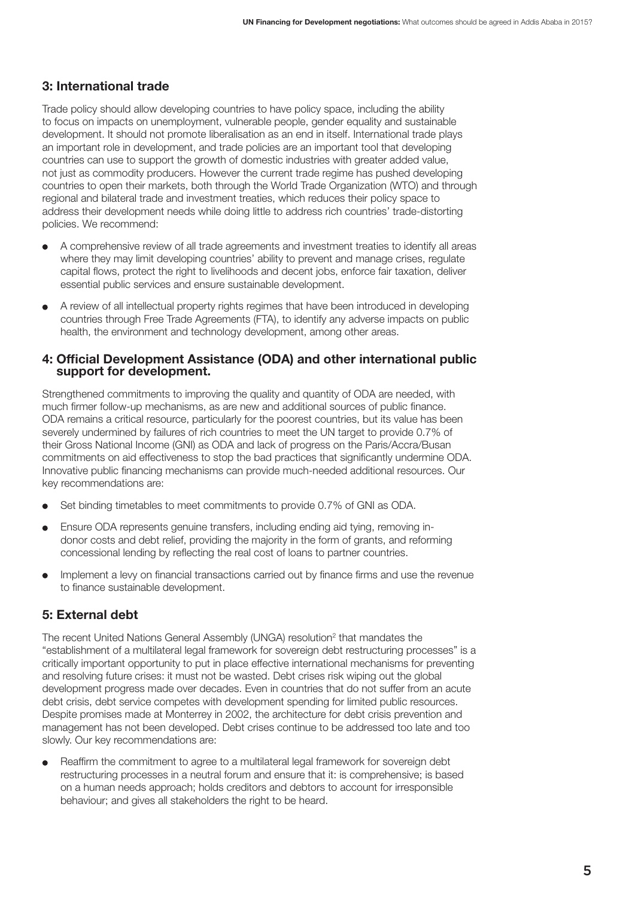## 3: International trade

Trade policy should allow developing countries to have policy space, including the ability to focus on impacts on unemployment, vulnerable people, gender equality and sustainable development. It should not promote liberalisation as an end in itself. International trade plays an important role in development, and trade policies are an important tool that developing countries can use to support the growth of domestic industries with greater added value, not just as commodity producers. However the current trade regime has pushed developing countries to open their markets, both through the World Trade Organization (WTO) and through regional and bilateral trade and investment treaties, which reduces their policy space to address their development needs while doing little to address rich countries' trade-distorting policies. We recommend:

- A comprehensive review of all trade agreements and investment treaties to identify all areas where they may limit developing countries' ability to prevent and manage crises, regulate capital flows, protect the right to livelihoods and decent jobs, enforce fair taxation, deliver essential public services and ensure sustainable development.
- A review of all intellectual property rights regimes that have been introduced in developing countries through Free Trade Agreements (FTA), to identify any adverse impacts on public health, the environment and technology development, among other areas.

## 4: Official Development Assistance (ODA) and other international public support for development.

Strengthened commitments to improving the quality and quantity of ODA are needed, with much firmer follow-up mechanisms, as are new and additional sources of public finance. ODA remains a critical resource, particularly for the poorest countries, but its value has been severely undermined by failures of rich countries to meet the UN target to provide 0.7% of their Gross National Income (GNI) as ODA and lack of progress on the Paris/Accra/Busan commitments on aid effectiveness to stop the bad practices that significantly undermine ODA. Innovative public financing mechanisms can provide much-needed additional resources. Our key recommendations are:

- Set binding timetables to meet commitments to provide 0.7% of GNI as ODA.
- Ensure ODA represents genuine transfers, including ending aid tying, removing in-donor costs and debt relief, providing the majority in the form of grants, and reforming concessional lending by reflecting the real cost of loans to partner countries.
- Implement a levy on financial transactions carried out by finance firms and use the revenue to finance sustainable development.

## 5: External debt

The recent United Nations General Assembly (UNGA) resolution[2] that mandates the "establishment of a multilateral legal framework for sovereign debt restructuring processes" is a critically important opportunity to put in place effective international mechanisms for preventing and resolving future crises: it must not be wasted. Debt crises risk wiping out the global development progress made over decades. Even in countries that do not suffer from an acute debt crisis, debt service competes with development spending for limited public resources. Despite promises made at Monterrey in 2002, the architecture for debt crisis prevention and management has not been developed. Debt crises continue to be addressed too late and too slowly. Our key recommendations are:

- Reaffirm the commitment to agree to a multilateral legal framework for sovereign debt restructuring processes in a neutral forum and ensure that it: is comprehensive; is based on a human needs approach; holds creditors and debtors to account for irresponsible behaviour; and gives all stakeholders the right to be heard.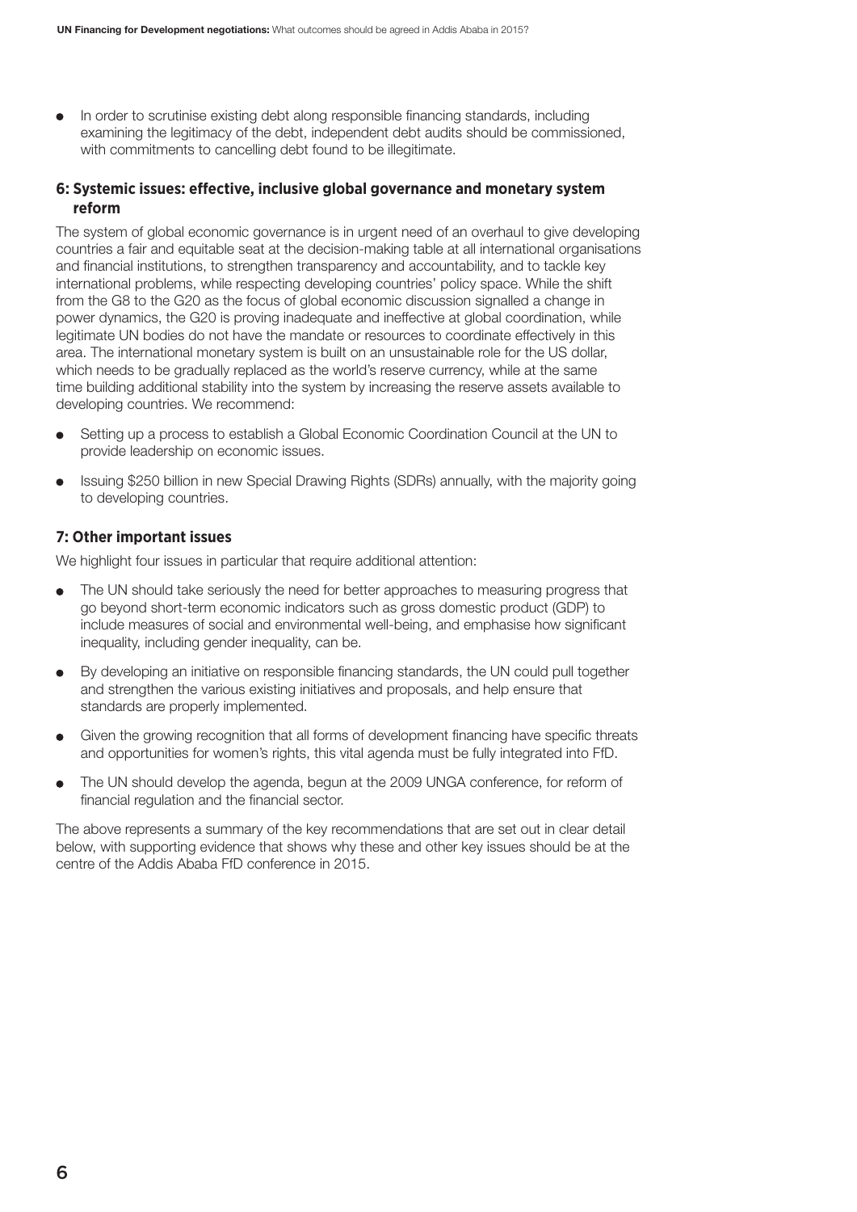- In order to scrutinise existing debt along responsible financing standards, including examining the legitimacy of the debt, independent debt audits should be commissioned, with commitments to cancelling debt found to be illegitimate.

### 6: Systemic issues: effective, inclusive global governance and monetary system reform

The system of global economic governance is in urgent need of an overhaul to give developing countries a fair and equitable seat at the decision-making table at all international organisations and financial institutions, to strengthen transparency and accountability, and to tackle key international problems, while respecting developing countries' policy space. While the shift from the G8 to the G20 as the focus of global economic discussion signalled a change in power dynamics, the G20 is proving inadequate and ineffective at global coordination, while legitimate UN bodies do not have the mandate or resources to coordinate effectively in this area. The international monetary system is built on an unsustainable role for the US dollar, which needs to be gradually replaced as the world's reserve currency, while at the same time building additional stability into the system by increasing the reserve assets available to developing countries. We recommend:

- Setting up a process to establish a Global Economic Coordination Council at the UN to provide leadership on economic issues.
- Issuing $250 billion in new Special Drawing Rights (SDRs) annually, with the majority going to developing countries.

### 7: Other important issues

We highlight four issues in particular that require additional attention:

- The UN should take seriously the need for better approaches to measuring progress that go beyond short-term economic indicators such as gross domestic product (GDP) to include measures of social and environmental well-being, and emphasise how significant inequality, including gender inequality, can be.
- By developing an initiative on responsible financing standards, the UN could pull together and strengthen the various existing initiatives and proposals, and help ensure that standards are properly implemented.
- Given the growing recognition that all forms of development financing have specific threats and opportunities for women's rights, this vital agenda must be fully integrated into FfD.
- The UN should develop the agenda, begun at the 2009 UNGA conference, for reform of financial regulation and the financial sector.

The above represents a summary of the key recommendations that are set out in clear detail below, with supporting evidence that shows why these and other key issues should be at the centre of the Addis Ababa FfD conference in 2015.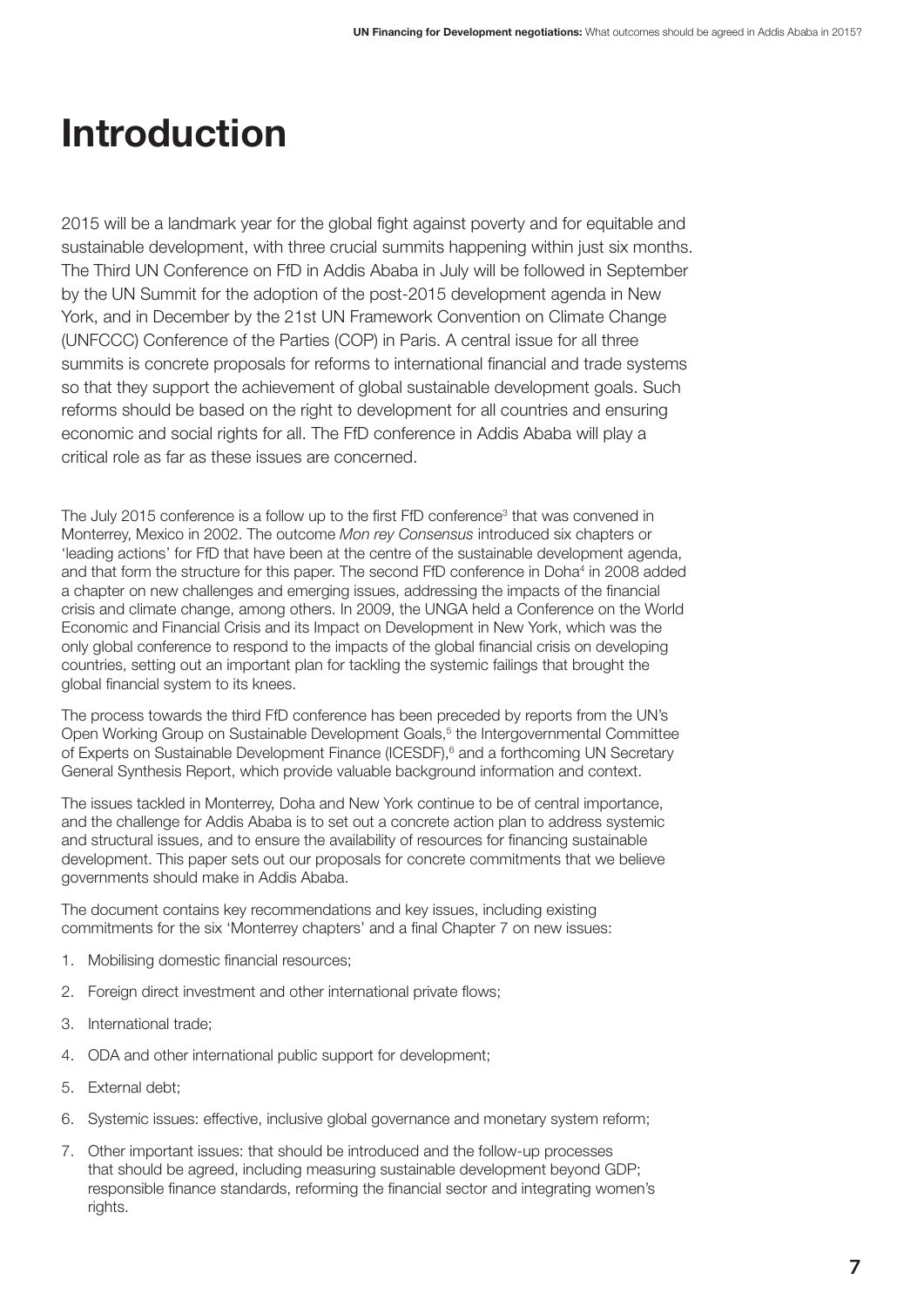# Introduction

2015 will be a landmark year for the global fight against poverty and for equitable and sustainable development, with three crucial summits happening within just six months. The Third UN Conference on FfD in Addis Ababa in July will be followed in September by the UN Summit for the adoption of the post-2015 development agenda in New York, and in December by the 21st UN Framework Convention on Climate Change (UNFCCC) Conference of the Parties (COP) in Paris. A central issue for all three summits is concrete proposals for reforms to international financial and trade systems so that they support the achievement of global sustainable development goals. Such reforms should be based on the right to development for all countries and ensuring economic and social rights for all. The FfD conference in Addis Ababa will play a critical role as far as these issues are concerned.

The July 2015 conference is a follow up to the first FfD conference[3] that was convened in Monterrey, Mexico in 2002. The outcome *Mon rey Consensus* introduced six chapters or 'leading actions' for FfD that have been at the centre of the sustainable development agenda, and that form the structure for this paper. The second FfD conference in Doha[4] in 2008 added a chapter on new challenges and emerging issues, addressing the impacts of the financial crisis and climate change, among others. In 2009, the UNGA held a Conference on the World Economic and Financial Crisis and its Impact on Development in New York, which was the only global conference to respond to the impacts of the global financial crisis on developing countries, setting out an important plan for tackling the systemic failings that brought the global financial system to its knees.

The process towards the third FfD conference has been preceded by reports from the UN's Open Working Group on Sustainable Development Goals,[5] the Intergovernmental Committee of Experts on Sustainable Development Finance (ICESDF),[6] and a forthcoming UN Secretary General Synthesis Report, which provide valuable background information and context.

The issues tackled in Monterrey, Doha and New York continue to be of central importance, and the challenge for Addis Ababa is to set out a concrete action plan to address systemic and structural issues, and to ensure the availability of resources for financing sustainable development. This paper sets out our proposals for concrete commitments that we believe governments should make in Addis Ababa.

The document contains key recommendations and key issues, including existing commitments for the six 'Monterrey chapters' and a final Chapter 7 on new issues:

1. Mobilising domestic financial resources;
2. Foreign direct investment and other international private flows;
3. International trade;
4. ODA and other international public support for development;
5. External debt;
6. Systemic issues: effective, inclusive global governance and monetary system reform;
7. Other important issues: that should be introduced and the follow-up processes that should be agreed, including measuring sustainable development beyond GDP; responsible finance standards, reforming the financial sector and integrating women's rights.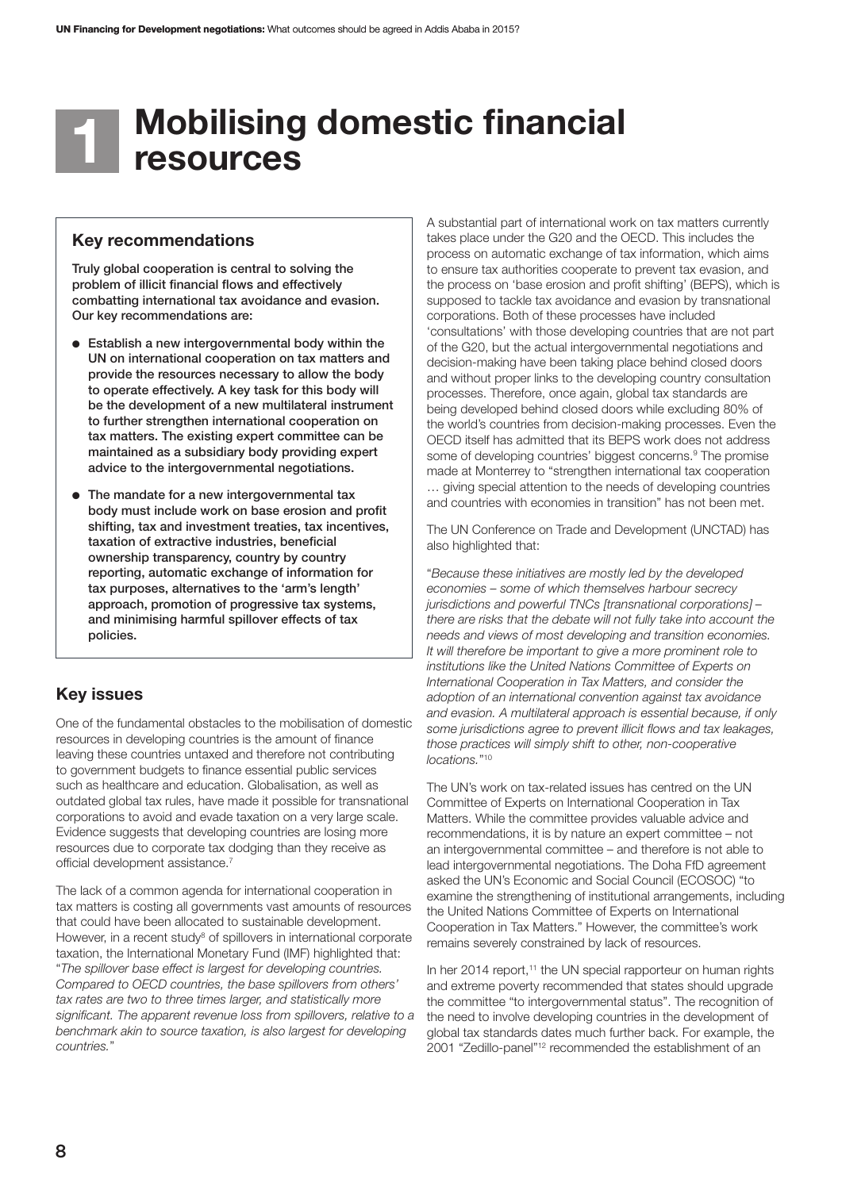# 1 Mobilising domestic financial resources

## Key recommendations

**Truly global cooperation is central to solving the problem of illicit financial flows and effectively combatting international tax avoidance and evasion. Our key recommendations are:**

- **Establish a new intergovernmental body within the UN on international cooperation on tax matters and provide the resources necessary to allow the body to operate effectively. A key task for this body will be the development of a new multilateral instrument to further strengthen international cooperation on tax matters. The existing expert committee can be maintained as a subsidiary body providing expert advice to the intergovernmental negotiations.**
- **The mandate for a new intergovernmental tax body must include work on base erosion and profit shifting, tax and investment treaties, tax incentives, taxation of extractive industries, beneficial ownership transparency, country by country reporting, automatic exchange of information for tax purposes, alternatives to the 'arm's length' approach, promotion of progressive tax systems, and minimising harmful spillover effects of tax policies.**

## Key issues

One of the fundamental obstacles to the mobilisation of domestic resources in developing countries is the amount of finance leaving these countries untaxed and therefore not contributing to government budgets to finance essential public services such as healthcare and education. Globalisation, as well as outdated global tax rules, have made it possible for transnational corporations to avoid and evade taxation on a very large scale. Evidence suggests that developing countries are losing more resources due to corporate tax dodging than they receive as official development assistance.[7]

The lack of a common agenda for international cooperation in tax matters is costing all governments vast amounts of resources that could have been allocated to sustainable development. However, in a recent study[8] of spillovers in international corporate taxation, the International Monetary Fund (IMF) highlighted that: "*The spillover base effect is largest for developing countries. Compared to OECD countries, the base spillovers from others' tax rates are two to three times larger, and statistically more significant. The apparent revenue loss from spillovers, relative to a benchmark akin to source taxation, is also largest for developing countries.*"

A substantial part of international work on tax matters currently takes place under the G20 and the OECD. This includes the process on automatic exchange of tax information, which aims to ensure tax authorities cooperate to prevent tax evasion, and the process on 'base erosion and profit shifting' (BEPS), which is supposed to tackle tax avoidance and evasion by transnational corporations. Both of these processes have included 'consultations' with those developing countries that are not part of the G20, but the actual intergovernmental negotiations and decision-making have been taking place behind closed doors and without proper links to the developing country consultation processes. Therefore, once again, global tax standards are being developed behind closed doors while excluding 80% of the world's countries from decision-making processes. Even the OECD itself has admitted that its BEPS work does not address some of developing countries' biggest concerns.[9] The promise made at Monterrey to "strengthen international tax cooperation … giving special attention to the needs of developing countries and countries with economies in transition" has not been met.

The UN Conference on Trade and Development (UNCTAD) has also highlighted that:

"*Because these initiatives are mostly led by the developed economies – some of which themselves harbour secrecy jurisdictions and powerful TNCs [transnational corporations] – there are risks that the debate will not fully take into account the needs and views of most developing and transition economies. It will therefore be important to give a more prominent role to institutions like the United Nations Committee of Experts on International Cooperation in Tax Matters, and consider the adoption of an international convention against tax avoidance and evasion. A multilateral approach is essential because, if only some jurisdictions agree to prevent illicit flows and tax leakages, those practices will simply shift to other, non-cooperative locations.*"[10]

The UN's work on tax-related issues has centred on the UN Committee of Experts on International Cooperation in Tax Matters. While the committee provides valuable advice and recommendations, it is by nature an expert committee – not an intergovernmental committee – and therefore is not able to lead intergovernmental negotiations. The Doha FfD agreement asked the UN's Economic and Social Council (ECOSOC) "to examine the strengthening of institutional arrangements, including the United Nations Committee of Experts on International Cooperation in Tax Matters." However, the committee's work remains severely constrained by lack of resources.

In her 2014 report,[11] the UN special rapporteur on human rights and extreme poverty recommended that states should upgrade the committee "to intergovernmental status". The recognition of the need to involve developing countries in the development of global tax standards dates much further back. For example, the 2001 "Zedillo-panel"[12] recommended the establishment of an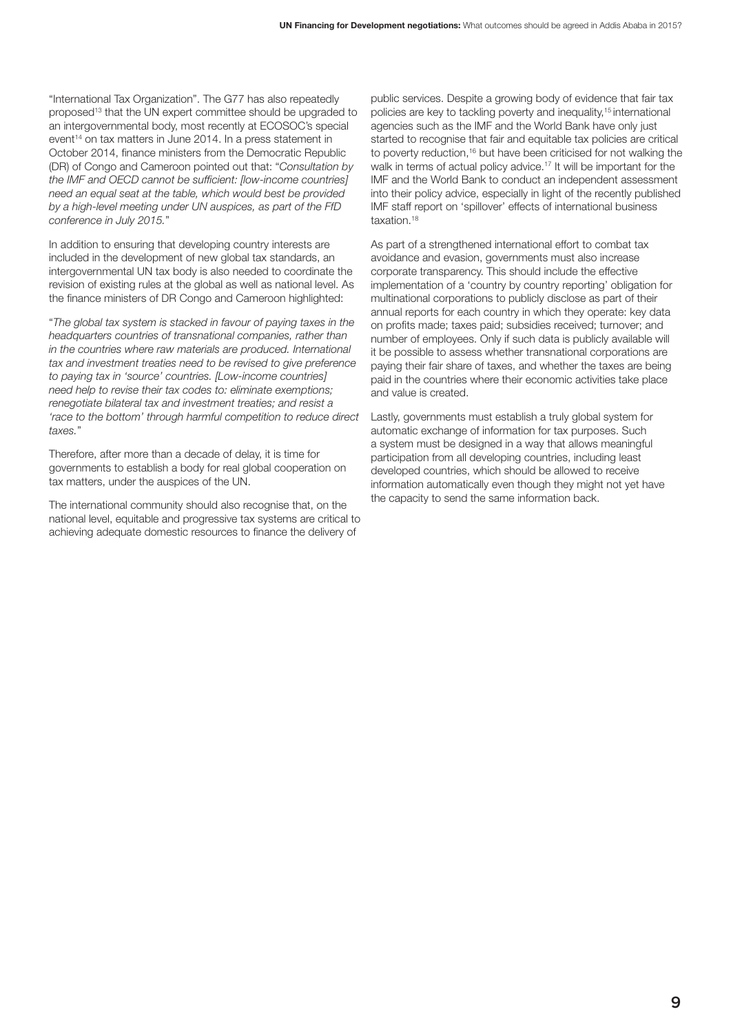"International Tax Organization". The G77 has also repeatedly proposed[13] that the UN expert committee should be upgraded to an intergovernmental body, most recently at ECOSOC's special event[14] on tax matters in June 2014. In a press statement in October 2014, finance ministers from the Democratic Republic (DR) of Congo and Cameroon pointed out that: "*Consultation by the IMF and OECD cannot be sufficient: [low-income countries] need an equal seat at the table, which would best be provided by a high-level meeting under UN auspices, as part of the FfD conference in July 2015.*"

In addition to ensuring that developing country interests are included in the development of new global tax standards, an intergovernmental UN tax body is also needed to coordinate the revision of existing rules at the global as well as national level. As the finance ministers of DR Congo and Cameroon highlighted:

"*The global tax system is stacked in favour of paying taxes in the headquarters countries of transnational companies, rather than in the countries where raw materials are produced. International tax and investment treaties need to be revised to give preference to paying tax in 'source' countries. [Low-income countries] need help to revise their tax codes to: eliminate exemptions; renegotiate bilateral tax and investment treaties; and resist a 'race to the bottom' through harmful competition to reduce direct taxes.*"

Therefore, after more than a decade of delay, it is time for governments to establish a body for real global cooperation on tax matters, under the auspices of the UN.

The international community should also recognise that, on the national level, equitable and progressive tax systems are critical to achieving adequate domestic resources to finance the delivery of public services. Despite a growing body of evidence that fair tax policies are key to tackling poverty and inequality,[15] international agencies such as the IMF and the World Bank have only just started to recognise that fair and equitable tax policies are critical to poverty reduction,[16] but have been criticised for not walking the walk in terms of actual policy advice.[17] It will be important for the IMF and the World Bank to conduct an independent assessment into their policy advice, especially in light of the recently published IMF staff report on 'spillover' effects of international business taxation.[18]

As part of a strengthened international effort to combat tax avoidance and evasion, governments must also increase corporate transparency. This should include the effective implementation of a 'country by country reporting' obligation for multinational corporations to publicly disclose as part of their annual reports for each country in which they operate: key data on profits made; taxes paid; subsidies received; turnover; and number of employees. Only if such data is publicly available will it be possible to assess whether transnational corporations are paying their fair share of taxes, and whether the taxes are being paid in the countries where their economic activities take place and value is created.

Lastly, governments must establish a truly global system for automatic exchange of information for tax purposes. Such a system must be designed in a way that allows meaningful participation from all developing countries, including least developed countries, which should be allowed to receive information automatically even though they might not yet have the capacity to send the same information back.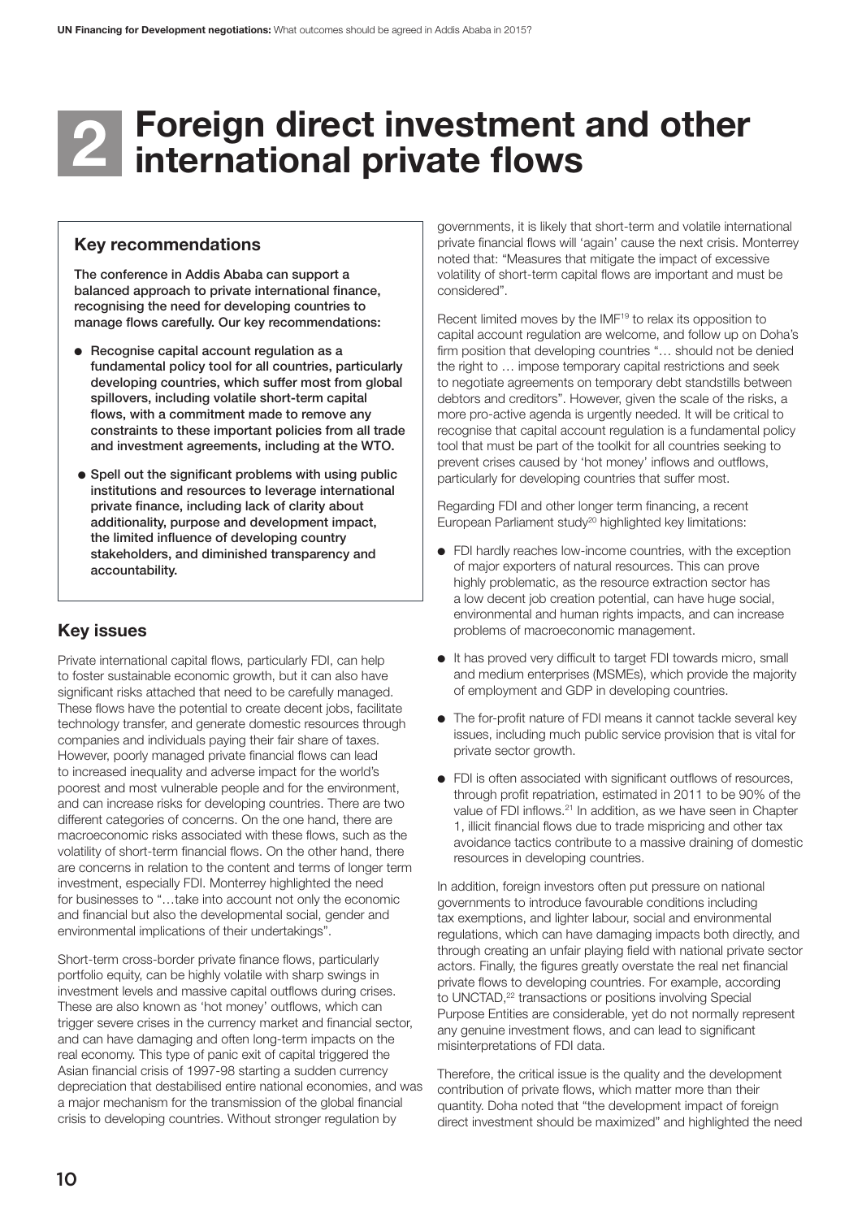# 2 Foreign direct investment and other international private flows

### Key recommendations

**The conference in Addis Ababa can support a balanced approach to private international finance, recognising the need for developing countries to manage flows carefully. Our key recommendations:**

- **Recognise capital account regulation as a fundamental policy tool for all countries, particularly developing countries, which suffer most from global spillovers, including volatile short-term capital flows, with a commitment made to remove any constraints to these important policies from all trade and investment agreements, including at the WTO.**
- **Spell out the significant problems with using public institutions and resources to leverage international private finance, including lack of clarity about additionality, purpose and development impact, the limited influence of developing country stakeholders, and diminished transparency and accountability.**

## Key issues

Private international capital flows, particularly FDI, can help to foster sustainable economic growth, but it can also have significant risks attached that need to be carefully managed. These flows have the potential to create decent jobs, facilitate technology transfer, and generate domestic resources through companies and individuals paying their fair share of taxes. However, poorly managed private financial flows can lead to increased inequality and adverse impact for the world's poorest and most vulnerable people and for the environment, and can increase risks for developing countries. There are two different categories of concerns. On the one hand, there are macroeconomic risks associated with these flows, such as the volatility of short-term financial flows. On the other hand, there are concerns in relation to the content and terms of longer term investment, especially FDI. Monterrey highlighted the need for businesses to "…take into account not only the economic and financial but also the developmental social, gender and environmental implications of their undertakings".

Short-term cross-border private finance flows, particularly portfolio equity, can be highly volatile with sharp swings in investment levels and massive capital outflows during crises. These are also known as 'hot money' outflows, which can trigger severe crises in the currency market and financial sector, and can have damaging and often long-term impacts on the real economy. This type of panic exit of capital triggered the Asian financial crisis of 1997-98 starting a sudden currency depreciation that destabilised entire national economies, and was a major mechanism for the transmission of the global financial crisis to developing countries. Without stronger regulation by governments, it is likely that short-term and volatile international private financial flows will 'again' cause the next crisis. Monterrey noted that: "Measures that mitigate the impact of excessive volatility of short-term capital flows are important and must be considered".

Recent limited moves by the IMF[19] to relax its opposition to capital account regulation are welcome, and follow up on Doha's firm position that developing countries "… should not be denied the right to … impose temporary capital restrictions and seek to negotiate agreements on temporary debt standstills between debtors and creditors". However, given the scale of the risks, a more pro-active agenda is urgently needed. It will be critical to recognise that capital account regulation is a fundamental policy tool that must be part of the toolkit for all countries seeking to prevent crises caused by 'hot money' inflows and outflows, particularly for developing countries that suffer most.

Regarding FDI and other longer term financing, a recent European Parliament study[20] highlighted key limitations:

- FDI hardly reaches low-income countries, with the exception of major exporters of natural resources. This can prove highly problematic, as the resource extraction sector has a low decent job creation potential, can have huge social, environmental and human rights impacts, and can increase problems of macroeconomic management.
- It has proved very difficult to target FDI towards micro, small and medium enterprises (MSMEs), which provide the majority of employment and GDP in developing countries.
- The for-profit nature of FDI means it cannot tackle several key issues, including much public service provision that is vital for private sector growth.
- FDI is often associated with significant outflows of resources, through profit repatriation, estimated in 2011 to be 90% of the value of FDI inflows.[21] In addition, as we have seen in Chapter 1, illicit financial flows due to trade mispricing and other tax avoidance tactics contribute to a massive draining of domestic resources in developing countries.

In addition, foreign investors often put pressure on national governments to introduce favourable conditions including tax exemptions, and lighter labour, social and environmental regulations, which can have damaging impacts both directly, and through creating an unfair playing field with national private sector actors. Finally, the figures greatly overstate the real net financial private flows to developing countries. For example, according to UNCTAD,[22] transactions or positions involving Special Purpose Entities are considerable, yet do not normally represent any genuine investment flows, and can lead to significant misinterpretations of FDI data.

Therefore, the critical issue is the quality and the development contribution of private flows, which matter more than their quantity. Doha noted that "the development impact of foreign direct investment should be maximized" and highlighted the need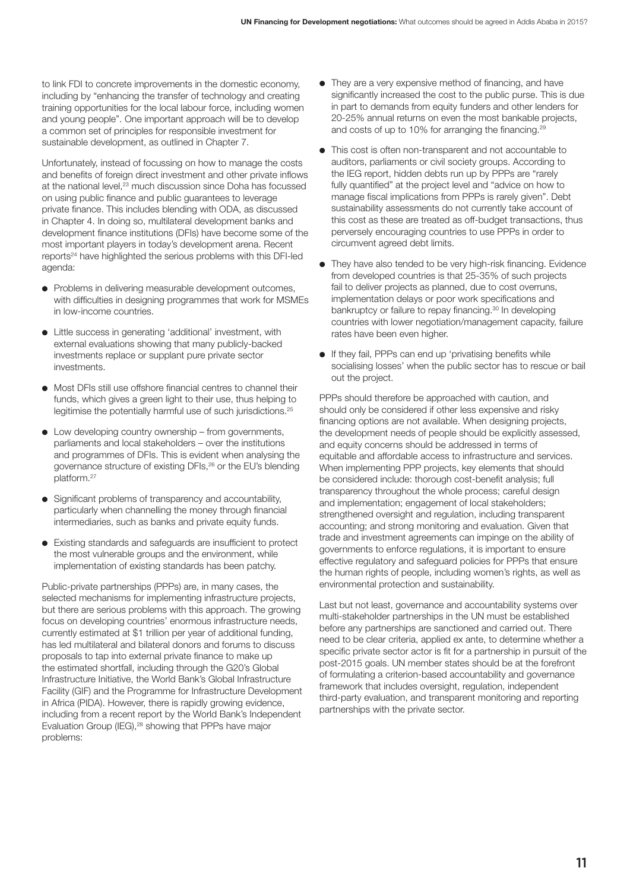to link FDI to concrete improvements in the domestic economy, including by "enhancing the transfer of technology and creating training opportunities for the local labour force, including women and young people". One important approach will be to develop a common set of principles for responsible investment for sustainable development, as outlined in Chapter 7.

Unfortunately, instead of focussing on how to manage the costs and benefits of foreign direct investment and other private inflows at the national level,[23] much discussion since Doha has focussed on using public finance and public guarantees to leverage private finance. This includes blending with ODA, as discussed in Chapter 4. In doing so, multilateral development banks and development finance institutions (DFIs) have become some of the most important players in today's development arena. Recent reports[24] have highlighted the serious problems with this DFI-led agenda:

- Problems in delivering measurable development outcomes, with difficulties in designing programmes that work for MSMEs in low-income countries.
- Little success in generating 'additional' investment, with external evaluations showing that many publicly-backed investments replace or supplant pure private sector investments.
- Most DFIs still use offshore financial centres to channel their funds, which gives a green light to their use, thus helping to legitimise the potentially harmful use of such jurisdictions.[25]
- Low developing country ownership – from governments, parliaments and local stakeholders – over the institutions and programmes of DFIs. This is evident when analysing the governance structure of existing DFIs,[26] or the EU's blending platform.[27]
- Significant problems of transparency and accountability, particularly when channelling the money through financial intermediaries, such as banks and private equity funds.
- Existing standards and safeguards are insufficient to protect the most vulnerable groups and the environment, while implementation of existing standards has been patchy.

Public-private partnerships (PPPs) are, in many cases, the selected mechanisms for implementing infrastructure projects, but there are serious problems with this approach. The growing focus on developing countries' enormous infrastructure needs, currently estimated at $1 trillion per year of additional funding, has led multilateral and bilateral donors and forums to discuss proposals to tap into external private finance to make up the estimated shortfall, including through the G20's Global Infrastructure Initiative, the World Bank's Global Infrastructure Facility (GIF) and the Programme for Infrastructure Development in Africa (PIDA). However, there is rapidly growing evidence, including from a recent report by the World Bank's Independent Evaluation Group (IEG),[28] showing that PPPs have major problems:

- They are a very expensive method of financing, and have significantly increased the cost to the public purse. This is due in part to demands from equity funders and other lenders for 20-25% annual returns on even the most bankable projects, and costs of up to 10% for arranging the financing.[29]
- This cost is often non-transparent and not accountable to auditors, parliaments or civil society groups. According to the IEG report, hidden debts run up by PPPs are "rarely fully quantified" at the project level and "advice on how to manage fiscal implications from PPPs is rarely given". Debt sustainability assessments do not currently take account of this cost as these are treated as off-budget transactions, thus perversely encouraging countries to use PPPs in order to circumvent agreed debt limits.
- They have also tended to be very high-risk financing. Evidence from developed countries is that 25-35% of such projects fail to deliver projects as planned, due to cost overruns, implementation delays or poor work specifications and bankruptcy or failure to repay financing.[30] In developing countries with lower negotiation/management capacity, failure rates have been even higher.
- If they fail, PPPs can end up 'privatising benefits while socialising losses' when the public sector has to rescue or bail out the project.

PPPs should therefore be approached with caution, and should only be considered if other less expensive and risky financing options are not available. When designing projects, the development needs of people should be explicitly assessed, and equity concerns should be addressed in terms of equitable and affordable access to infrastructure and services. When implementing PPP projects, key elements that should be considered include: thorough cost-benefit analysis; full transparency throughout the whole process; careful design and implementation; engagement of local stakeholders; strengthened oversight and regulation, including transparent accounting; and strong monitoring and evaluation. Given that trade and investment agreements can impinge on the ability of governments to enforce regulations, it is important to ensure effective regulatory and safeguard policies for PPPs that ensure the human rights of people, including women's rights, as well as environmental protection and sustainability.

Last but not least, governance and accountability systems over multi-stakeholder partnerships in the UN must be established before any partnerships are sanctioned and carried out. There need to be clear criteria, applied ex ante, to determine whether a specific private sector actor is fit for a partnership in pursuit of the post-2015 goals. UN member states should be at the forefront of formulating a criterion-based accountability and governance framework that includes oversight, regulation, independent third-party evaluation, and transparent monitoring and reporting partnerships with the private sector.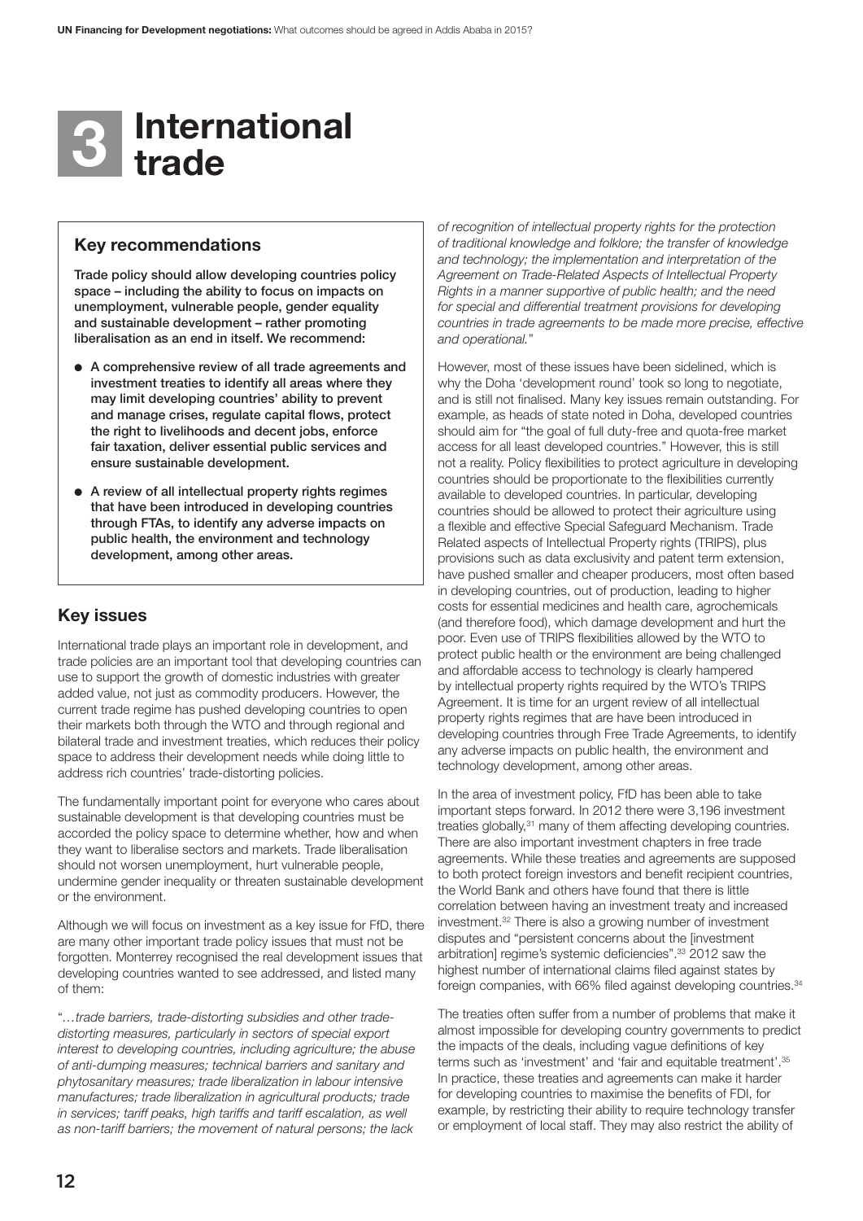# 3 International trade

## Key recommendations

**Trade policy should allow developing countries policy space – including the ability to focus on impacts on unemployment, vulnerable people, gender equality and sustainable development – rather promoting liberalisation as an end in itself. We recommend:**

- **A comprehensive review of all trade agreements and investment treaties to identify all areas where they may limit developing countries' ability to prevent and manage crises, regulate capital flows, protect the right to livelihoods and decent jobs, enforce fair taxation, deliver essential public services and ensure sustainable development.**
- **A review of all intellectual property rights regimes that have been introduced in developing countries through FTAs, to identify any adverse impacts on public health, the environment and technology development, among other areas.**

## Key issues

International trade plays an important role in development, and trade policies are an important tool that developing countries can use to support the growth of domestic industries with greater added value, not just as commodity producers. However, the current trade regime has pushed developing countries to open their markets both through the WTO and through regional and bilateral trade and investment treaties, which reduces their policy space to address their development needs while doing little to address rich countries' trade-distorting policies.

The fundamentally important point for everyone who cares about sustainable development is that developing countries must be accorded the policy space to determine whether, how and when they want to liberalise sectors and markets. Trade liberalisation should not worsen unemployment, hurt vulnerable people, undermine gender inequality or threaten sustainable development or the environment.

Although we will focus on investment as a key issue for FfD, there are many other important trade policy issues that must not be forgotten. Monterrey recognised the real development issues that developing countries wanted to see addressed, and listed many of them:

"*…trade barriers, trade-distorting subsidies and other trade-distorting measures, particularly in sectors of special export interest to developing countries, including agriculture; the abuse of anti-dumping measures; technical barriers and sanitary and phytosanitary measures; trade liberalization in labour intensive manufactures; trade liberalization in agricultural products; trade in services; tariff peaks, high tariffs and tariff escalation, as well as non-tariff barriers; the movement of natural persons; the lack of recognition of intellectual property rights for the protection of traditional knowledge and folklore; the transfer of knowledge and technology; the implementation and interpretation of the Agreement on Trade-Related Aspects of Intellectual Property Rights in a manner supportive of public health; and the need for special and differential treatment provisions for developing countries in trade agreements to be made more precise, effective and operational.*"

However, most of these issues have been sidelined, which is why the Doha 'development round' took so long to negotiate, and is still not finalised. Many key issues remain outstanding. For example, as heads of state noted in Doha, developed countries should aim for "the goal of full duty-free and quota-free market access for all least developed countries." However, this is still not a reality. Policy flexibilities to protect agriculture in developing countries should be proportionate to the flexibilities currently available to developed countries. In particular, developing countries should be allowed to protect their agriculture using a flexible and effective Special Safeguard Mechanism. Trade Related aspects of Intellectual Property rights (TRIPS), plus provisions such as data exclusivity and patent term extension, have pushed smaller and cheaper producers, most often based in developing countries, out of production, leading to higher costs for essential medicines and health care, agrochemicals (and therefore food), which damage development and hurt the poor. Even use of TRIPS flexibilities allowed by the WTO to protect public health or the environment are being challenged and affordable access to technology is clearly hampered by intellectual property rights required by the WTO's TRIPS Agreement. It is time for an urgent review of all intellectual property rights regimes that are have been introduced in developing countries through Free Trade Agreements, to identify any adverse impacts on public health, the environment and technology development, among other areas.

In the area of investment policy, FfD has been able to take important steps forward. In 2012 there were 3,196 investment treaties globally,[31] many of them affecting developing countries. There are also important investment chapters in free trade agreements. While these treaties and agreements are supposed to both protect foreign investors and benefit recipient countries, the World Bank and others have found that there is little correlation between having an investment treaty and increased investment.[32] There is also a growing number of investment disputes and "persistent concerns about the [investment arbitration] regime's systemic deficiencies".[33] 2012 saw the highest number of international claims filed against states by foreign companies, with 66% filed against developing countries.[34]

The treaties often suffer from a number of problems that make it almost impossible for developing country governments to predict the impacts of the deals, including vague definitions of key terms such as 'investment' and 'fair and equitable treatment'.[35] In practice, these treaties and agreements can make it harder for developing countries to maximise the benefits of FDI, for example, by restricting their ability to require technology transfer or employment of local staff. They may also restrict the ability of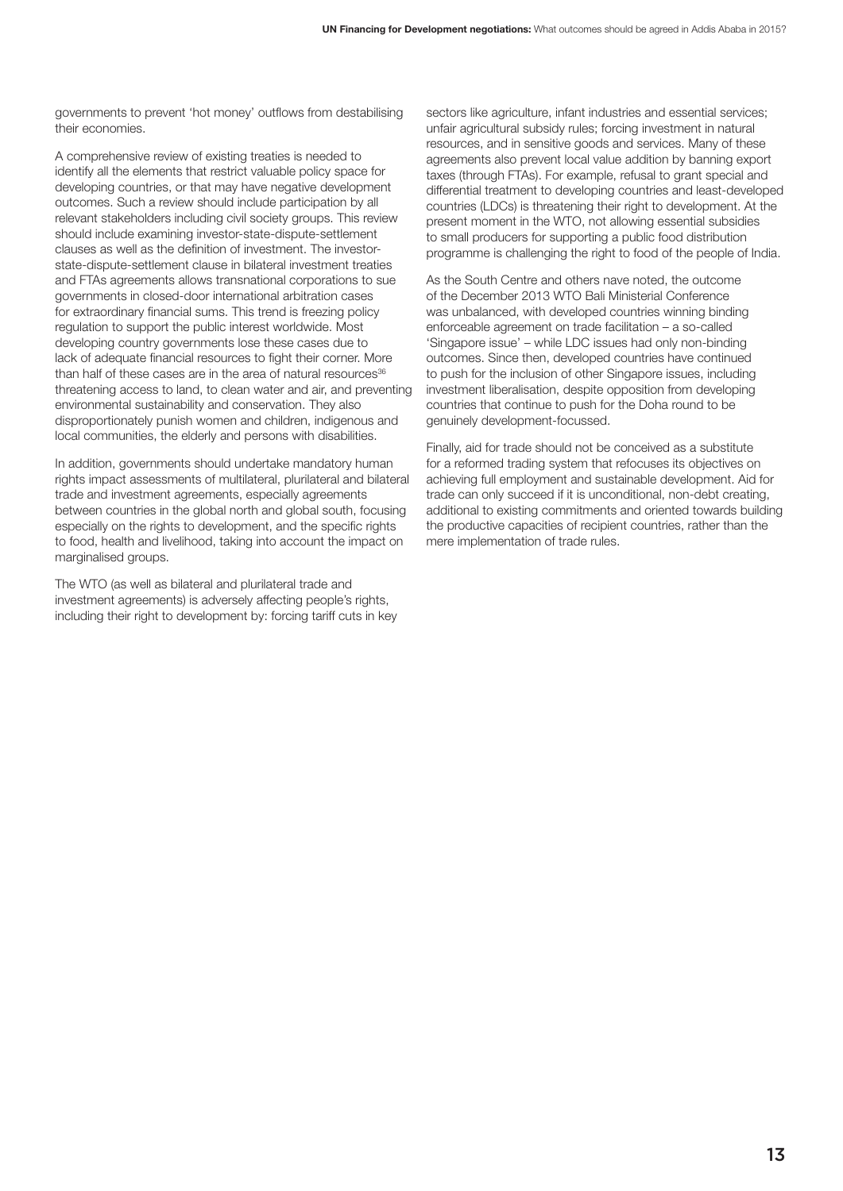governments to prevent 'hot money' outflows from destabilising their economies.

A comprehensive review of existing treaties is needed to identify all the elements that restrict valuable policy space for developing countries, or that may have negative development outcomes. Such a review should include participation by all relevant stakeholders including civil society groups. This review should include examining investor-state-dispute-settlement clauses as well as the definition of investment. The investor-state-dispute-settlement clause in bilateral investment treaties and FTAs agreements allows transnational corporations to sue governments in closed-door international arbitration cases for extraordinary financial sums. This trend is freezing policy regulation to support the public interest worldwide. Most developing country governments lose these cases due to lack of adequate financial resources to fight their corner. More than half of these cases are in the area of natural resources[36] threatening access to land, to clean water and air, and preventing environmental sustainability and conservation. They also disproportionately punish women and children, indigenous and local communities, the elderly and persons with disabilities.

In addition, governments should undertake mandatory human rights impact assessments of multilateral, plurilateral and bilateral trade and investment agreements, especially agreements between countries in the global north and global south, focusing especially on the rights to development, and the specific rights to food, health and livelihood, taking into account the impact on marginalised groups.

The WTO (as well as bilateral and plurilateral trade and investment agreements) is adversely affecting people's rights, including their right to development by: forcing tariff cuts in key sectors like agriculture, infant industries and essential services; unfair agricultural subsidy rules; forcing investment in natural resources, and in sensitive goods and services. Many of these agreements also prevent local value addition by banning export taxes (through FTAs). For example, refusal to grant special and differential treatment to developing countries and least-developed countries (LDCs) is threatening their right to development. At the present moment in the WTO, not allowing essential subsidies to small producers for supporting a public food distribution programme is challenging the right to food of the people of India.

As the South Centre and others nave noted, the outcome of the December 2013 WTO Bali Ministerial Conference was unbalanced, with developed countries winning binding enforceable agreement on trade facilitation – a so-called 'Singapore issue' – while LDC issues had only non-binding outcomes. Since then, developed countries have continued to push for the inclusion of other Singapore issues, including investment liberalisation, despite opposition from developing countries that continue to push for the Doha round to be genuinely development-focussed.

Finally, aid for trade should not be conceived as a substitute for a reformed trading system that refocuses its objectives on achieving full employment and sustainable development. Aid for trade can only succeed if it is unconditional, non-debt creating, additional to existing commitments and oriented towards building the productive capacities of recipient countries, rather than the mere implementation of trade rules.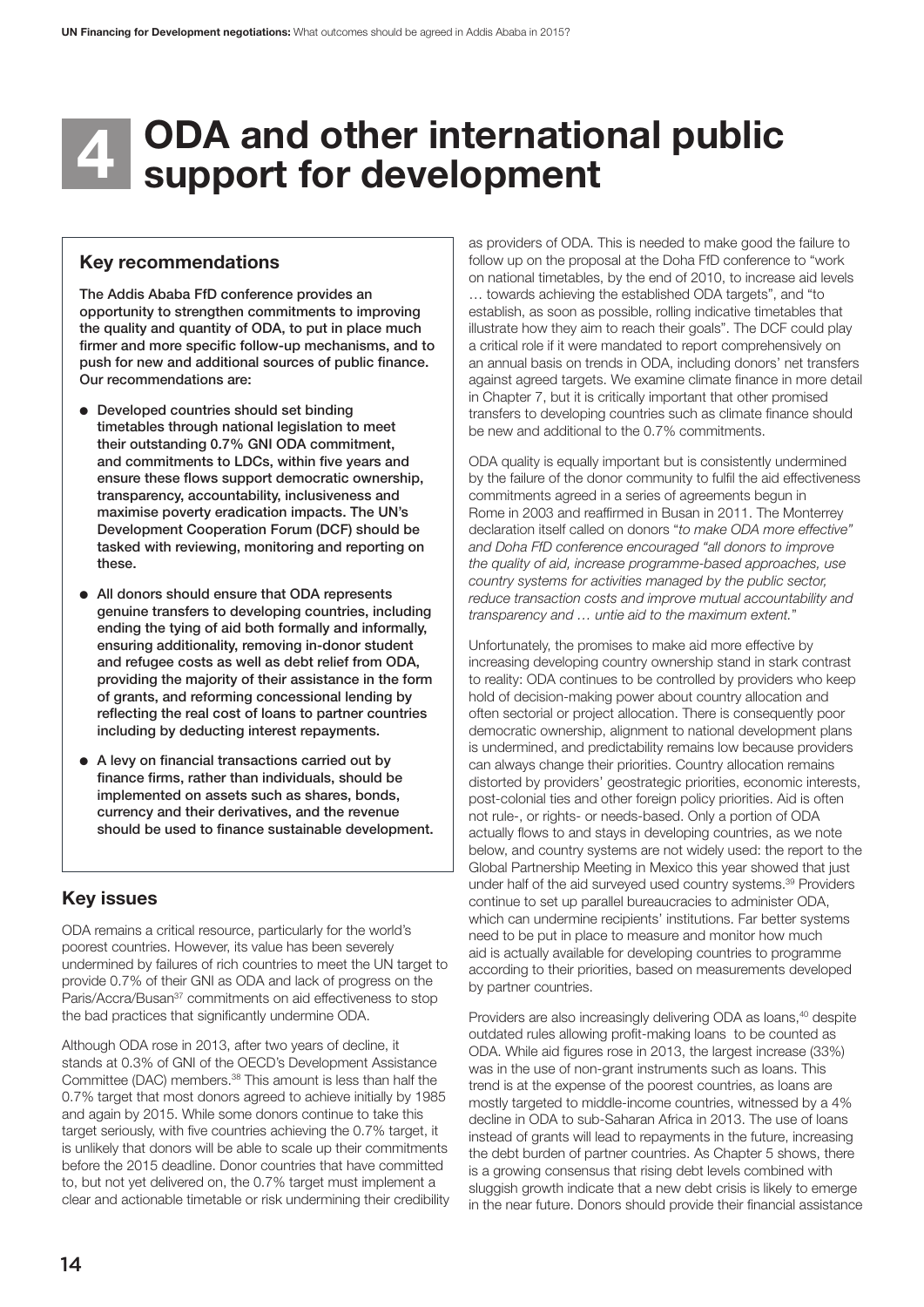# 4 ODA and other international public support for development

## Key recommendations

**The Addis Ababa FfD conference provides an opportunity to strengthen commitments to improving the quality and quantity of ODA, to put in place much firmer and more specific follow-up mechanisms, and to push for new and additional sources of public finance. Our recommendations are:**

- **Developed countries should set binding timetables through national legislation to meet their outstanding 0.7% GNI ODA commitment, and commitments to LDCs, within five years and ensure these flows support democratic ownership, transparency, accountability, inclusiveness and maximise poverty eradication impacts. The UN's Development Cooperation Forum (DCF) should be tasked with reviewing, monitoring and reporting on these.**
- **All donors should ensure that ODA represents genuine transfers to developing countries, including ending the tying of aid both formally and informally, ensuring additionality, removing in-donor student and refugee costs as well as debt relief from ODA, providing the majority of their assistance in the form of grants, and reforming concessional lending by reflecting the real cost of loans to partner countries including by deducting interest repayments.**
- **A levy on financial transactions carried out by finance firms, rather than individuals, should be implemented on assets such as shares, bonds, currency and their derivatives, and the revenue should be used to finance sustainable development.**

## Key issues

ODA remains a critical resource, particularly for the world's poorest countries. However, its value has been severely undermined by failures of rich countries to meet the UN target to provide 0.7% of their GNI as ODA and lack of progress on the Paris/Accra/Busan[37] commitments on aid effectiveness to stop the bad practices that significantly undermine ODA.

Although ODA rose in 2013, after two years of decline, it stands at 0.3% of GNI of the OECD's Development Assistance Committee (DAC) members.[38] This amount is less than half the 0.7% target that most donors agreed to achieve initially by 1985 and again by 2015. While some donors continue to take this target seriously, with five countries achieving the 0.7% target, it is unlikely that donors will be able to scale up their commitments before the 2015 deadline. Donor countries that have committed to, but not yet delivered on, the 0.7% target must implement a clear and actionable timetable or risk undermining their credibility as providers of ODA. This is needed to make good the failure to follow up on the proposal at the Doha FfD conference to "work on national timetables, by the end of 2010, to increase aid levels … towards achieving the established ODA targets", and "to establish, as soon as possible, rolling indicative timetables that illustrate how they aim to reach their goals". The DCF could play a critical role if it were mandated to report comprehensively on an annual basis on trends in ODA, including donors' net transfers against agreed targets. We examine climate finance in more detail in Chapter 7, but it is critically important that other promised transfers to developing countries such as climate finance should be new and additional to the 0.7% commitments.

ODA quality is equally important but is consistently undermined by the failure of the donor community to fulfil the aid effectiveness commitments agreed in a series of agreements begun in Rome in 2003 and reaffirmed in Busan in 2011. The Monterrey declaration itself called on donors "*to make ODA more effective" and Doha FfD conference encouraged "all donors to improve the quality of aid, increase programme-based approaches, use country systems for activities managed by the public sector, reduce transaction costs and improve mutual accountability and transparency and … untie aid to the maximum extent.*"

Unfortunately, the promises to make aid more effective by increasing developing country ownership stand in stark contrast to reality: ODA continues to be controlled by providers who keep hold of decision-making power about country allocation and often sectorial or project allocation. There is consequently poor democratic ownership, alignment to national development plans is undermined, and predictability remains low because providers can always change their priorities. Country allocation remains distorted by providers' geostrategic priorities, economic interests, post-colonial ties and other foreign policy priorities. Aid is often not rule-, or rights- or needs-based. Only a portion of ODA actually flows to and stays in developing countries, as we note below, and country systems are not widely used: the report to the Global Partnership Meeting in Mexico this year showed that just under half of the aid surveyed used country systems.[39] Providers continue to set up parallel bureaucracies to administer ODA, which can undermine recipients' institutions. Far better systems need to be put in place to measure and monitor how much aid is actually available for developing countries to programme according to their priorities, based on measurements developed by partner countries.

Providers are also increasingly delivering ODA as loans,[40] despite outdated rules allowing profit-making loans to be counted as ODA. While aid figures rose in 2013, the largest increase (33%) was in the use of non-grant instruments such as loans. This trend is at the expense of the poorest countries, as loans are mostly targeted to middle-income countries, witnessed by a 4% decline in ODA to sub-Saharan Africa in 2013. The use of loans instead of grants will lead to repayments in the future, increasing the debt burden of partner countries. As Chapter 5 shows, there is a growing consensus that rising debt levels combined with sluggish growth indicate that a new debt crisis is likely to emerge in the near future. Donors should provide their financial assistance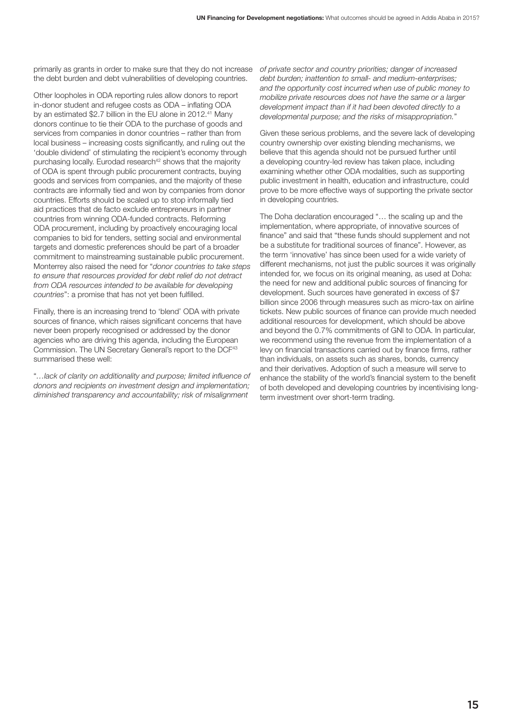primarily as grants in order to make sure that they do not increase the debt burden and debt vulnerabilities of developing countries.

Other loopholes in ODA reporting rules allow donors to report in-donor student and refugee costs as ODA – inflating ODA by an estimated $2.7 billion in the EU alone in 2012.[41] Many donors continue to tie their ODA to the purchase of goods and services from companies in donor countries – rather than from local business – increasing costs significantly, and ruling out the 'double dividend' of stimulating the recipient's economy through purchasing locally. Eurodad research[42] shows that the majority of ODA is spent through public procurement contracts, buying goods and services from companies, and the majority of these contracts are informally tied and won by companies from donor countries. Efforts should be scaled up to stop informally tied aid practices that de facto exclude entrepreneurs in partner countries from winning ODA-funded contracts. Reforming ODA procurement, including by proactively encouraging local companies to bid for tenders, setting social and environmental targets and domestic preferences should be part of a broader commitment to mainstreaming sustainable public procurement. Monterrey also raised the need for "*donor countries to take steps to ensure that resources provided for debt relief do not detract from ODA resources intended to be available for developing countries*": a promise that has not yet been fulfilled.

Finally, there is an increasing trend to 'blend' ODA with private sources of finance, which raises significant concerns that have never been properly recognised or addressed by the donor agencies who are driving this agenda, including the European Commission. The UN Secretary General's report to the DCF[43] summarised these well:

"*…lack of clarity on additionality and purpose; limited influence of donors and recipients on investment design and implementation; diminished transparency and accountability; risk of misalignment of private sector and country priorities; danger of increased debt burden; inattention to small- and medium-enterprises; and the opportunity cost incurred when use of public money to mobilize private resources does not have the same or a larger development impact than if it had been devoted directly to a developmental purpose; and the risks of misappropriation.*"

Given these serious problems, and the severe lack of developing country ownership over existing blending mechanisms, we believe that this agenda should not be pursued further until a developing country-led review has taken place, including examining whether other ODA modalities, such as supporting public investment in health, education and infrastructure, could prove to be more effective ways of supporting the private sector in developing countries.

The Doha declaration encouraged "… the scaling up and the implementation, where appropriate, of innovative sources of finance" and said that "these funds should supplement and not be a substitute for traditional sources of finance". However, as the term 'innovative' has since been used for a wide variety of different mechanisms, not just the public sources it was originally intended for, we focus on its original meaning, as used at Doha: the need for new and additional public sources of financing for development. Such sources have generated in excess of $7 billion since 2006 through measures such as micro-tax on airline tickets. New public sources of finance can provide much needed additional resources for development, which should be above and beyond the 0.7% commitments of GNI to ODA. In particular, we recommend using the revenue from the implementation of a levy on financial transactions carried out by finance firms, rather than individuals, on assets such as shares, bonds, currency and their derivatives. Adoption of such a measure will serve to enhance the stability of the world's financial system to the benefit of both developed and developing countries by incentivising long-term investment over short-term trading.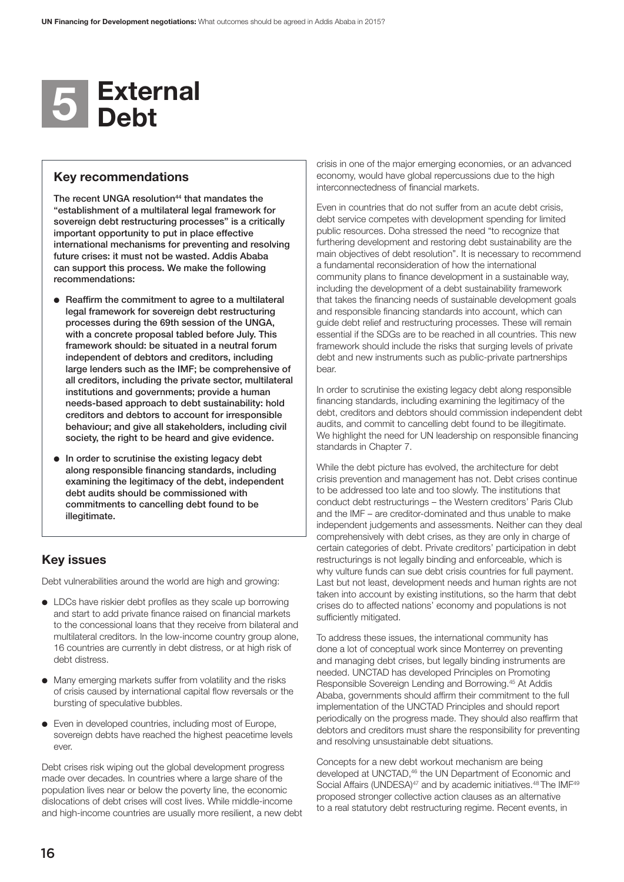# 5 External Debt

## Key recommendations

**The recent UNGA resolution[44] that mandates the "establishment of a multilateral legal framework for sovereign debt restructuring processes" is a critically important opportunity to put in place effective international mechanisms for preventing and resolving future crises: it must not be wasted. Addis Ababa can support this process. We make the following recommendations:**

- **Reaffirm the commitment to agree to a multilateral legal framework for sovereign debt restructuring processes during the 69th session of the UNGA, with a concrete proposal tabled before July. This framework should: be situated in a neutral forum independent of debtors and creditors, including large lenders such as the IMF; be comprehensive of all creditors, including the private sector, multilateral institutions and governments; provide a human needs-based approach to debt sustainability: hold creditors and debtors to account for irresponsible behaviour; and give all stakeholders, including civil society, the right to be heard and give evidence.**
- **In order to scrutinise the existing legacy debt along responsible financing standards, including examining the legitimacy of the debt, independent debt audits should be commissioned with commitments to cancelling debt found to be illegitimate.**

## Key issues

Debt vulnerabilities around the world are high and growing:

- LDCs have riskier debt profiles as they scale up borrowing and start to add private finance raised on financial markets to the concessional loans that they receive from bilateral and multilateral creditors. In the low-income country group alone, 16 countries are currently in debt distress, or at high risk of debt distress.
- Many emerging markets suffer from volatility and the risks of crisis caused by international capital flow reversals or the bursting of speculative bubbles.
- Even in developed countries, including most of Europe, sovereign debts have reached the highest peacetime levels ever.

Debt crises risk wiping out the global development progress made over decades. In countries where a large share of the population lives near or below the poverty line, the economic dislocations of debt crises will cost lives. While middle-income and high-income countries are usually more resilient, a new debt crisis in one of the major emerging economies, or an advanced economy, would have global repercussions due to the high interconnectedness of financial markets.

Even in countries that do not suffer from an acute debt crisis, debt service competes with development spending for limited public resources. Doha stressed the need "to recognize that furthering development and restoring debt sustainability are the main objectives of debt resolution". It is necessary to recommend a fundamental reconsideration of how the international community plans to finance development in a sustainable way, including the development of a debt sustainability framework that takes the financing needs of sustainable development goals and responsible financing standards into account, which can guide debt relief and restructuring processes. These will remain essential if the SDGs are to be reached in all countries. This new framework should include the risks that surging levels of private debt and new instruments such as public-private partnerships bear.

In order to scrutinise the existing legacy debt along responsible financing standards, including examining the legitimacy of the debt, creditors and debtors should commission independent debt audits, and commit to cancelling debt found to be illegitimate. We highlight the need for UN leadership on responsible financing standards in Chapter 7.

While the debt picture has evolved, the architecture for debt crisis prevention and management has not. Debt crises continue to be addressed too late and too slowly. The institutions that conduct debt restructurings – the Western creditors' Paris Club and the IMF – are creditor-dominated and thus unable to make independent judgements and assessments. Neither can they deal comprehensively with debt crises, as they are only in charge of certain categories of debt. Private creditors' participation in debt restructurings is not legally binding and enforceable, which is why vulture funds can sue debt crisis countries for full payment. Last but not least, development needs and human rights are not taken into account by existing institutions, so the harm that debt crises do to affected nations' economy and populations is not sufficiently mitigated.

To address these issues, the international community has done a lot of conceptual work since Monterrey on preventing and managing debt crises, but legally binding instruments are needed. UNCTAD has developed Principles on Promoting Responsible Sovereign Lending and Borrowing.[45] At Addis Ababa, governments should affirm their commitment to the full implementation of the UNCTAD Principles and should report periodically on the progress made. They should also reaffirm that debtors and creditors must share the responsibility for preventing and resolving unsustainable debt situations.

Concepts for a new debt workout mechanism are being developed at UNCTAD,[46] the UN Department of Economic and Social Affairs (UNDESA)[47] and by academic initiatives.[48] The IMF[49] proposed stronger collective action clauses as an alternative to a real statutory debt restructuring regime. Recent events, in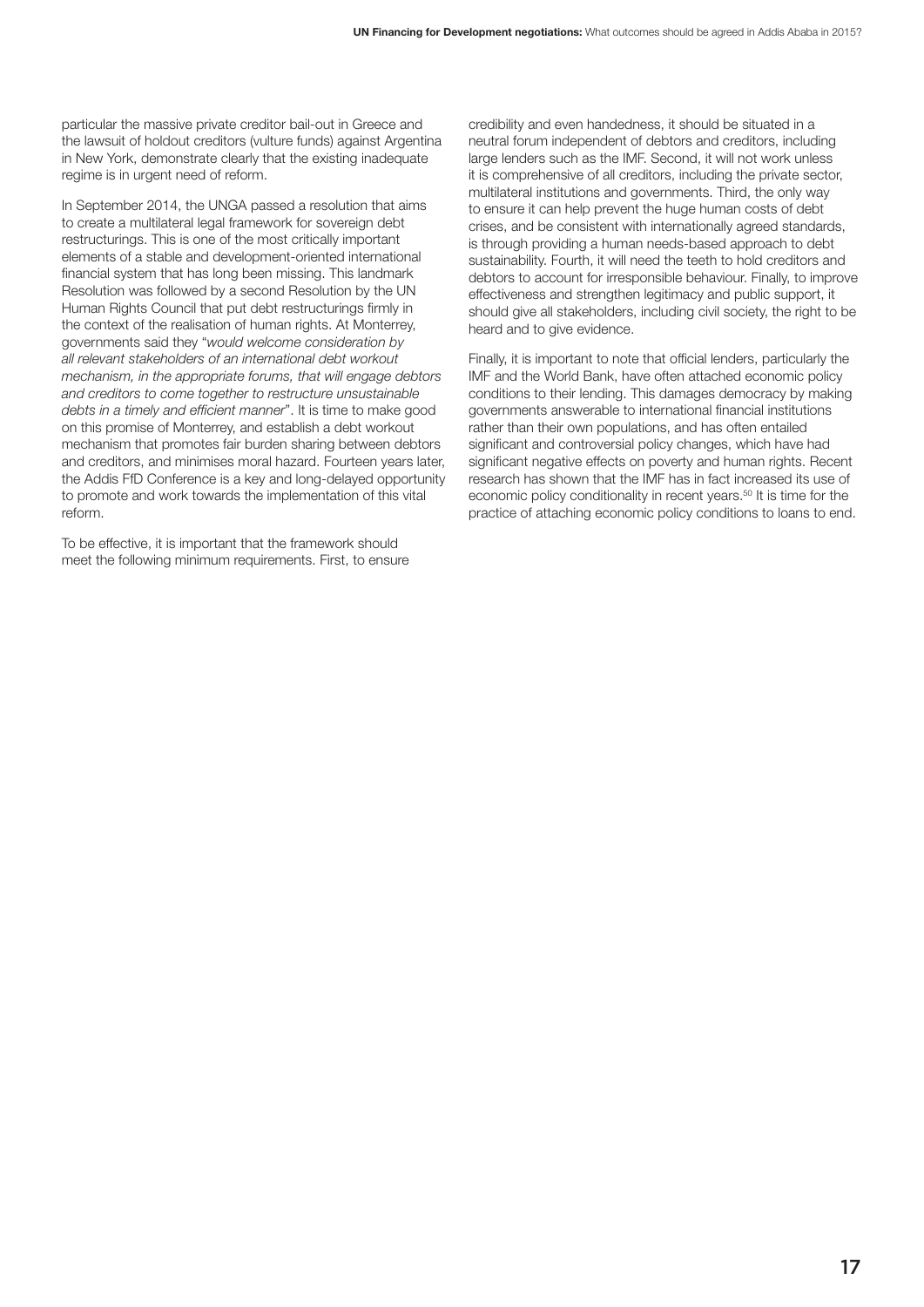particular the massive private creditor bail-out in Greece and the lawsuit of holdout creditors (vulture funds) against Argentina in New York, demonstrate clearly that the existing inadequate regime is in urgent need of reform.

In September 2014, the UNGA passed a resolution that aims to create a multilateral legal framework for sovereign debt restructurings. This is one of the most critically important elements of a stable and development-oriented international financial system that has long been missing. This landmark Resolution was followed by a second Resolution by the UN Human Rights Council that put debt restructurings firmly in the context of the realisation of human rights. At Monterrey, governments said they "*would welcome consideration by all relevant stakeholders of an international debt workout mechanism, in the appropriate forums, that will engage debtors and creditors to come together to restructure unsustainable debts in a timely and efficient manner*". It is time to make good on this promise of Monterrey, and establish a debt workout mechanism that promotes fair burden sharing between debtors and creditors, and minimises moral hazard. Fourteen years later, the Addis FfD Conference is a key and long-delayed opportunity to promote and work towards the implementation of this vital reform.

To be effective, it is important that the framework should meet the following minimum requirements. First, to ensure credibility and even handedness, it should be situated in a neutral forum independent of debtors and creditors, including large lenders such as the IMF. Second, it will not work unless it is comprehensive of all creditors, including the private sector, multilateral institutions and governments. Third, the only way to ensure it can help prevent the huge human costs of debt crises, and be consistent with internationally agreed standards, is through providing a human needs-based approach to debt sustainability. Fourth, it will need the teeth to hold creditors and debtors to account for irresponsible behaviour. Finally, to improve effectiveness and strengthen legitimacy and public support, it should give all stakeholders, including civil society, the right to be heard and to give evidence.

Finally, it is important to note that official lenders, particularly the IMF and the World Bank, have often attached economic policy conditions to their lending. This damages democracy by making governments answerable to international financial institutions rather than their own populations, and has often entailed significant and controversial policy changes, which have had significant negative effects on poverty and human rights. Recent research has shown that the IMF has in fact increased its use of economic policy conditionality in recent years.[50] It is time for the practice of attaching economic policy conditions to loans to end.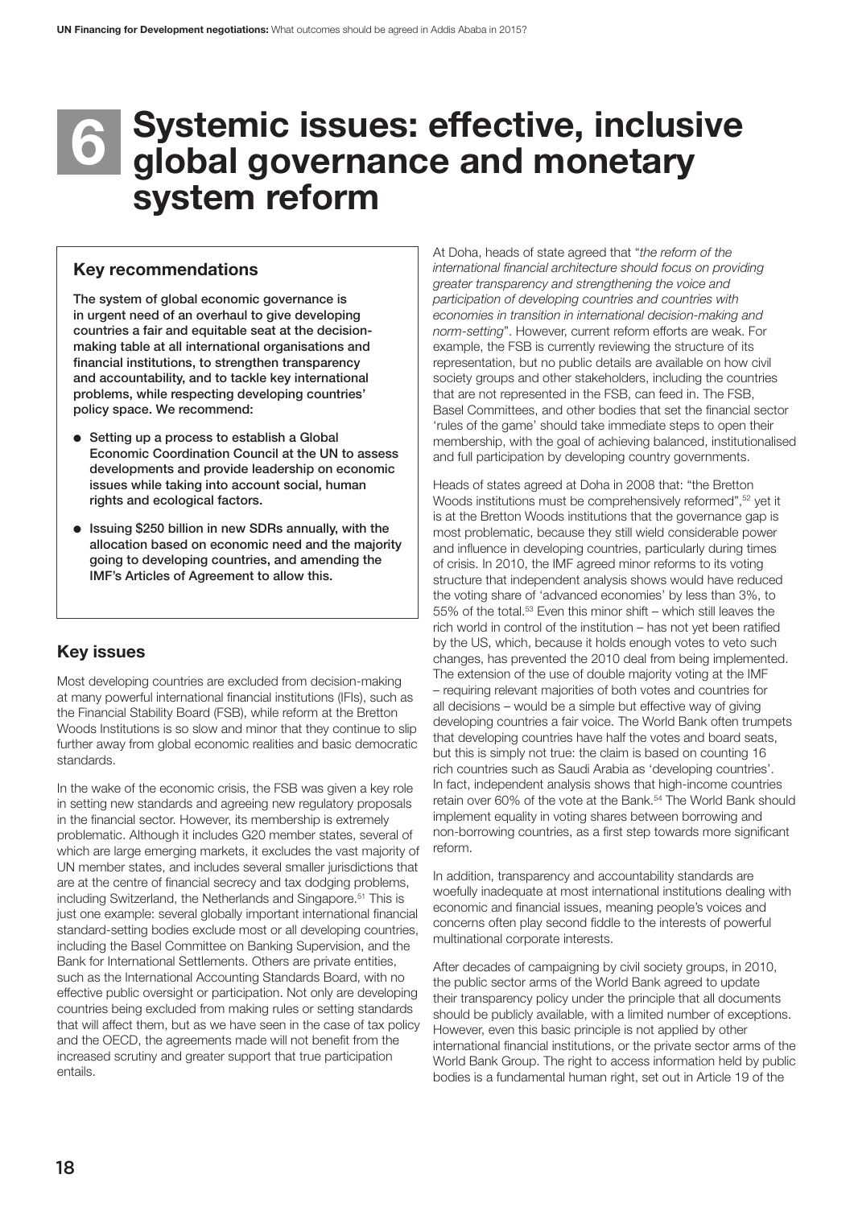# 6 Systemic issues: effective, inclusive global governance and monetary system reform

## Key recommendations

**The system of global economic governance is in urgent need of an overhaul to give developing countries a fair and equitable seat at the decision-making table at all international organisations and financial institutions, to strengthen transparency and accountability, and to tackle key international problems, while respecting developing countries' policy space. We recommend:**

- **Setting up a process to establish a Global Economic Coordination Council at the UN to assess developments and provide leadership on economic issues while taking into account social, human rights and ecological factors.**
- **Issuing $250 billion in new SDRs annually, with the allocation based on economic need and the majority going to developing countries, and amending the IMF's Articles of Agreement to allow this.**

## Key issues

Most developing countries are excluded from decision-making at many powerful international financial institutions (IFIs), such as the Financial Stability Board (FSB), while reform at the Bretton Woods Institutions is so slow and minor that they continue to slip further away from global economic realities and basic democratic standards.

In the wake of the economic crisis, the FSB was given a key role in setting new standards and agreeing new regulatory proposals in the financial sector. However, its membership is extremely problematic. Although it includes G20 member states, several of which are large emerging markets, it excludes the vast majority of UN member states, and includes several smaller jurisdictions that are at the centre of financial secrecy and tax dodging problems, including Switzerland, the Netherlands and Singapore.[51] This is just one example: several globally important international financial standard-setting bodies exclude most or all developing countries, including the Basel Committee on Banking Supervision, and the Bank for International Settlements. Others are private entities, such as the International Accounting Standards Board, with no effective public oversight or participation. Not only are developing countries being excluded from making rules or setting standards that will affect them, but as we have seen in the case of tax policy and the OECD, the agreements made will not benefit from the increased scrutiny and greater support that true participation entails.

At Doha, heads of state agreed that "*the reform of the international financial architecture should focus on providing greater transparency and strengthening the voice and participation of developing countries and countries with economies in transition in international decision-making and norm-setting*". However, current reform efforts are weak. For example, the FSB is currently reviewing the structure of its representation, but no public details are available on how civil society groups and other stakeholders, including the countries that are not represented in the FSB, can feed in. The FSB, Basel Committees, and other bodies that set the financial sector 'rules of the game' should take immediate steps to open their membership, with the goal of achieving balanced, institutionalised and full participation by developing country governments.

Heads of states agreed at Doha in 2008 that: "the Bretton Woods institutions must be comprehensively reformed",[52] yet it is at the Bretton Woods institutions that the governance gap is most problematic, because they still wield considerable power and influence in developing countries, particularly during times of crisis. In 2010, the IMF agreed minor reforms to its voting structure that independent analysis shows would have reduced the voting share of 'advanced economies' by less than 3%, to 55% of the total.[53] Even this minor shift – which still leaves the rich world in control of the institution – has not yet been ratified by the US, which, because it holds enough votes to veto such changes, has prevented the 2010 deal from being implemented. The extension of the use of double majority voting at the IMF – requiring relevant majorities of both votes and countries for all decisions – would be a simple but effective way of giving developing countries a fair voice. The World Bank often trumpets that developing countries have half the votes and board seats, but this is simply not true: the claim is based on counting 16 rich countries such as Saudi Arabia as 'developing countries'. In fact, independent analysis shows that high-income countries retain over 60% of the vote at the Bank.[54] The World Bank should implement equality in voting shares between borrowing and non-borrowing countries, as a first step towards more significant reform.

In addition, transparency and accountability standards are woefully inadequate at most international institutions dealing with economic and financial issues, meaning people's voices and concerns often play second fiddle to the interests of powerful multinational corporate interests.

After decades of campaigning by civil society groups, in 2010, the public sector arms of the World Bank agreed to update their transparency policy under the principle that all documents should be publicly available, with a limited number of exceptions. However, even this basic principle is not applied by other international financial institutions, or the private sector arms of the World Bank Group. The right to access information held by public bodies is a fundamental human right, set out in Article 19 of the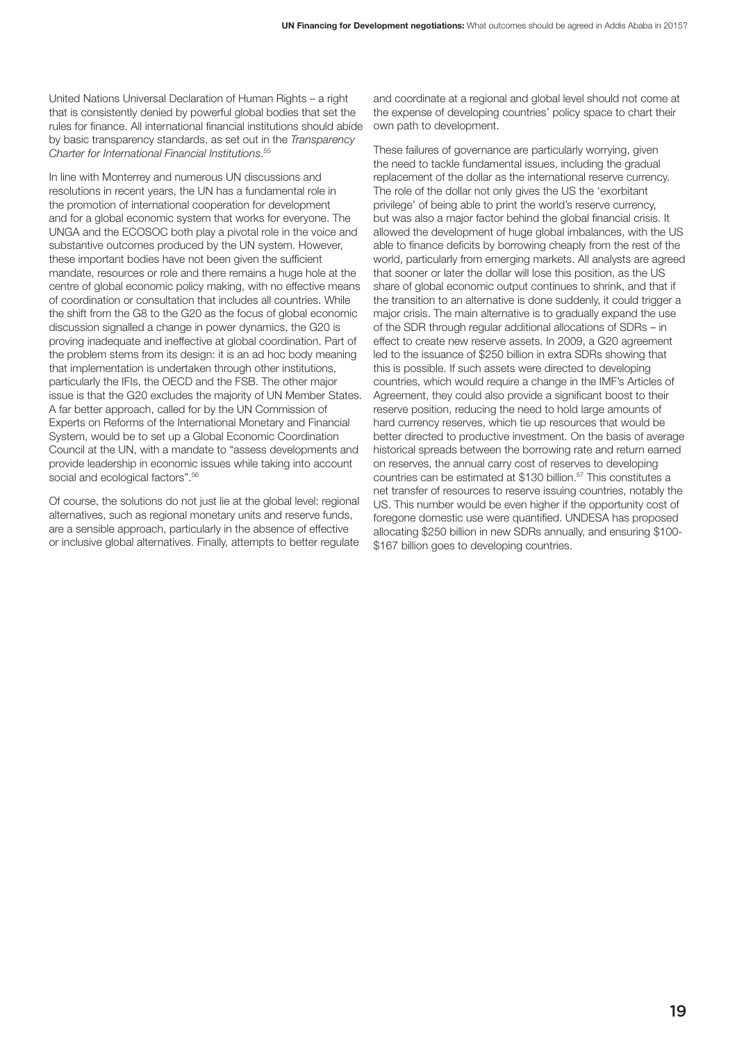United Nations Universal Declaration of Human Rights – a right that is consistently denied by powerful global bodies that set the rules for finance. All international financial institutions should abide by basic transparency standards, as set out in the *Transparency Charter for International Financial Institutions*.[55]

In line with Monterrey and numerous UN discussions and resolutions in recent years, the UN has a fundamental role in the promotion of international cooperation for development and for a global economic system that works for everyone. The UNGA and the ECOSOC both play a pivotal role in the voice and substantive outcomes produced by the UN system. However, these important bodies have not been given the sufficient mandate, resources or role and there remains a huge hole at the centre of global economic policy making, with no effective means of coordination or consultation that includes all countries. While the shift from the G8 to the G20 as the focus of global economic discussion signalled a change in power dynamics, the G20 is proving inadequate and ineffective at global coordination. Part of the problem stems from its design: it is an ad hoc body meaning that implementation is undertaken through other institutions, particularly the IFIs, the OECD and the FSB. The other major issue is that the G20 excludes the majority of UN Member States. A far better approach, called for by the UN Commission of Experts on Reforms of the International Monetary and Financial System, would be to set up a Global Economic Coordination Council at the UN, with a mandate to "assess developments and provide leadership in economic issues while taking into account social and ecological factors".[56]

Of course, the solutions do not just lie at the global level: regional alternatives, such as regional monetary units and reserve funds, are a sensible approach, particularly in the absence of effective or inclusive global alternatives. Finally, attempts to better regulate and coordinate at a regional and global level should not come at the expense of developing countries' policy space to chart their own path to development.

These failures of governance are particularly worrying, given the need to tackle fundamental issues, including the gradual replacement of the dollar as the international reserve currency. The role of the dollar not only gives the US the 'exorbitant privilege' of being able to print the world's reserve currency, but was also a major factor behind the global financial crisis. It allowed the development of huge global imbalances, with the US able to finance deficits by borrowing cheaply from the rest of the world, particularly from emerging markets. All analysts are agreed that sooner or later the dollar will lose this position, as the US share of global economic output continues to shrink, and that if the transition to an alternative is done suddenly, it could trigger a major crisis. The main alternative is to gradually expand the use of the SDR through regular additional allocations of SDRs – in effect to create new reserve assets. In 2009, a G20 agreement led to the issuance of $250 billion in extra SDRs showing that this is possible. If such assets were directed to developing countries, which would require a change in the IMF's Articles of Agreement, they could also provide a significant boost to their reserve position, reducing the need to hold large amounts of hard currency reserves, which tie up resources that would be better directed to productive investment. On the basis of average historical spreads between the borrowing rate and return earned on reserves, the annual carry cost of reserves to developing countries can be estimated at $130 billion.[57] This constitutes a net transfer of resources to reserve issuing countries, notably the US. This number would be even higher if the opportunity cost of foregone domestic use were quantified. UNDESA has proposed allocating $250 billion in new SDRs annually, and ensuring $100-$167 billion goes to developing countries.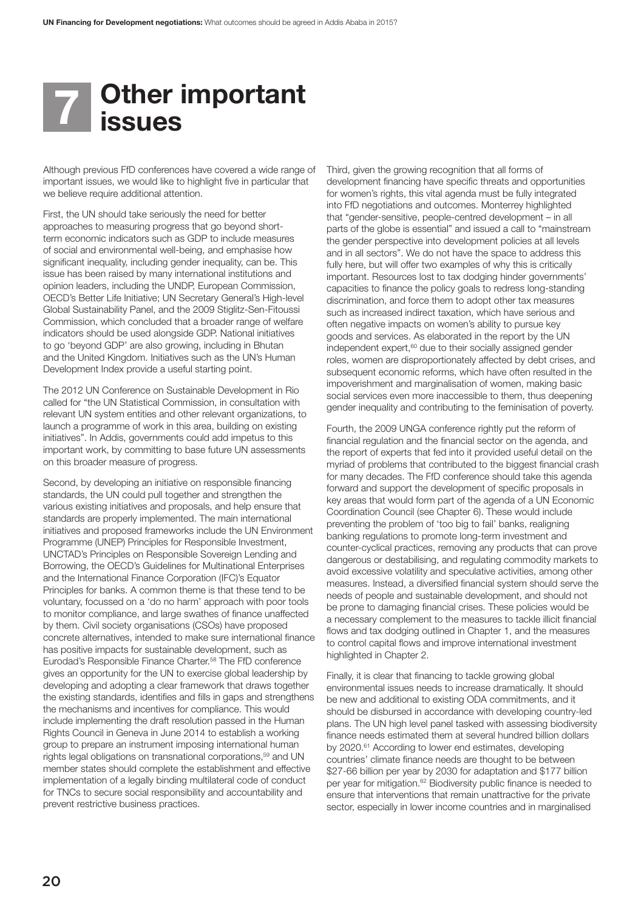# 7 Other important issues

Although previous FfD conferences have covered a wide range of important issues, we would like to highlight five in particular that we believe require additional attention.

First, the UN should take seriously the need for better approaches to measuring progress that go beyond short-term economic indicators such as GDP to include measures of social and environmental well-being, and emphasise how significant inequality, including gender inequality, can be. This issue has been raised by many international institutions and opinion leaders, including the UNDP, European Commission, OECD's Better Life Initiative; UN Secretary General's High-level Global Sustainability Panel, and the 2009 Stiglitz-Sen-Fitoussi Commission, which concluded that a broader range of welfare indicators should be used alongside GDP. National initiatives to go 'beyond GDP' are also growing, including in Bhutan and the United Kingdom. Initiatives such as the UN's Human Development Index provide a useful starting point.

The 2012 UN Conference on Sustainable Development in Rio called for "the UN Statistical Commission, in consultation with relevant UN system entities and other relevant organizations, to launch a programme of work in this area, building on existing initiatives". In Addis, governments could add impetus to this important work, by committing to base future UN assessments on this broader measure of progress.

Second, by developing an initiative on responsible financing standards, the UN could pull together and strengthen the various existing initiatives and proposals, and help ensure that standards are properly implemented. The main international initiatives and proposed frameworks include the UN Environment Programme (UNEP) Principles for Responsible Investment, UNCTAD's Principles on Responsible Sovereign Lending and Borrowing, the OECD's Guidelines for Multinational Enterprises and the International Finance Corporation (IFC)'s Equator Principles for banks. A common theme is that these tend to be voluntary, focussed on a 'do no harm' approach with poor tools to monitor compliance, and large swathes of finance unaffected by them. Civil society organisations (CSOs) have proposed concrete alternatives, intended to make sure international finance has positive impacts for sustainable development, such as Eurodad's Responsible Finance Charter.[58] The FfD conference gives an opportunity for the UN to exercise global leadership by developing and adopting a clear framework that draws together the existing standards, identifies and fills in gaps and strengthens the mechanisms and incentives for compliance. This would include implementing the draft resolution passed in the Human Rights Council in Geneva in June 2014 to establish a working group to prepare an instrument imposing international human rights legal obligations on transnational corporations,[59] and UN member states should complete the establishment and effective implementation of a legally binding multilateral code of conduct for TNCs to secure social responsibility and accountability and prevent restrictive business practices.

Third, given the growing recognition that all forms of development financing have specific threats and opportunities for women's rights, this vital agenda must be fully integrated into FfD negotiations and outcomes. Monterrey highlighted that "gender-sensitive, people-centred development – in all parts of the globe is essential" and issued a call to "mainstream the gender perspective into development policies at all levels and in all sectors". We do not have the space to address this fully here, but will offer two examples of why this is critically important. Resources lost to tax dodging hinder governments' capacities to finance the policy goals to redress long-standing discrimination, and force them to adopt other tax measures such as increased indirect taxation, which have serious and often negative impacts on women's ability to pursue key goods and services. As elaborated in the report by the UN independent expert,[60] due to their socially assigned gender roles, women are disproportionately affected by debt crises, and subsequent economic reforms, which have often resulted in the impoverishment and marginalisation of women, making basic social services even more inaccessible to them, thus deepening gender inequality and contributing to the feminisation of poverty.

Fourth, the 2009 UNGA conference rightly put the reform of financial regulation and the financial sector on the agenda, and the report of experts that fed into it provided useful detail on the myriad of problems that contributed to the biggest financial crash for many decades. The FfD conference should take this agenda forward and support the development of specific proposals in key areas that would form part of the agenda of a UN Economic Coordination Council (see Chapter 6). These would include preventing the problem of 'too big to fail' banks, realigning banking regulations to promote long-term investment and counter-cyclical practices, removing any products that can prove dangerous or destabilising, and regulating commodity markets to avoid excessive volatility and speculative activities, among other measures. Instead, a diversified financial system should serve the needs of people and sustainable development, and should not be prone to damaging financial crises. These policies would be a necessary complement to the measures to tackle illicit financial flows and tax dodging outlined in Chapter 1, and the measures to control capital flows and improve international investment highlighted in Chapter 2.

Finally, it is clear that financing to tackle growing global environmental issues needs to increase dramatically. It should be new and additional to existing ODA commitments, and it should be disbursed in accordance with developing country-led plans. The UN high level panel tasked with assessing biodiversity finance needs estimated them at several hundred billion dollars by 2020.[61] According to lower end estimates, developing countries' climate finance needs are thought to be between $27-66 billion per year by 2030 for adaptation and $177 billion per year for mitigation.[62] Biodiversity public finance is needed to ensure that interventions that remain unattractive for the private sector, especially in lower income countries and in marginalised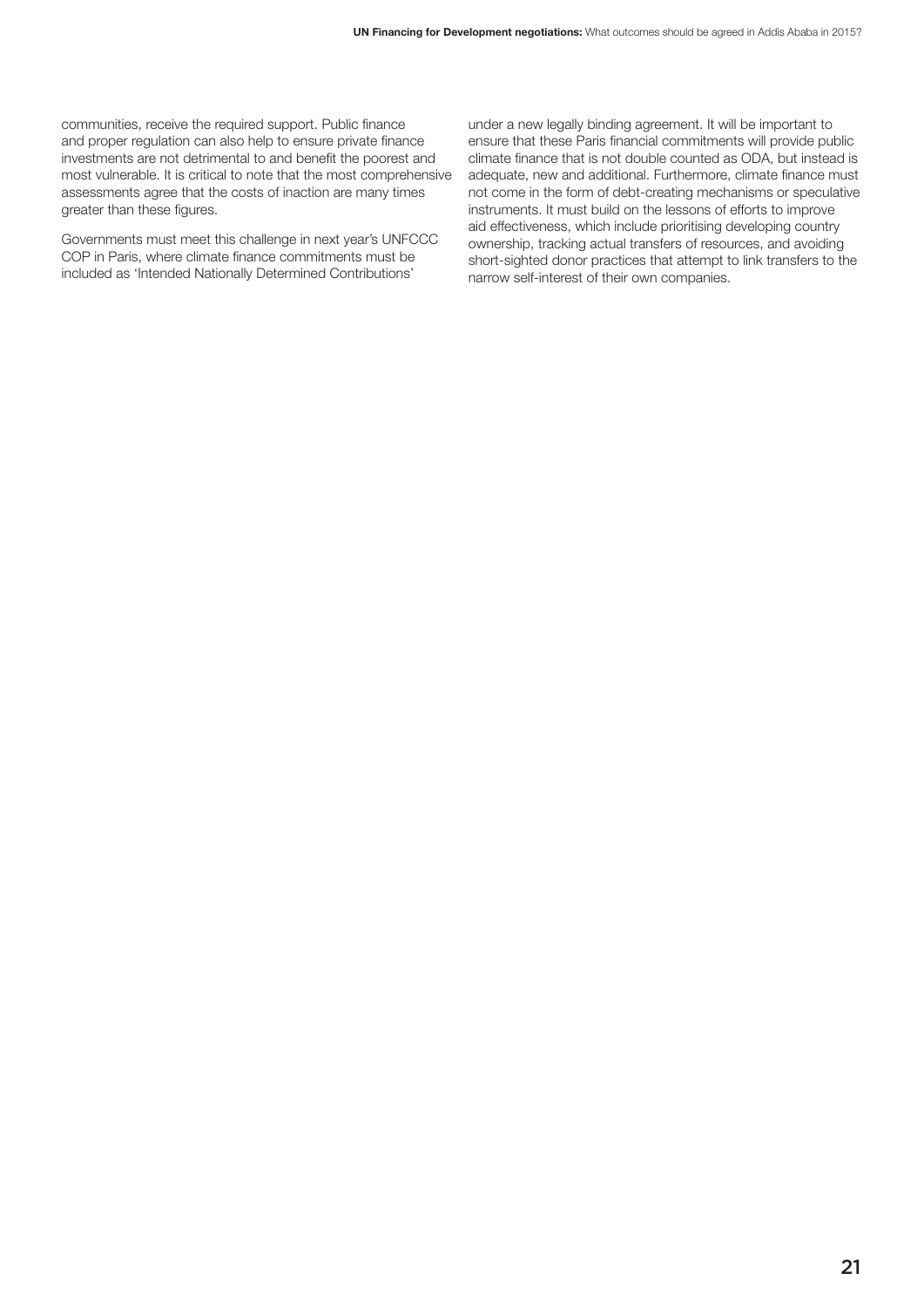communities, receive the required support. Public finance and proper regulation can also help to ensure private finance investments are not detrimental to and benefit the poorest and most vulnerable. It is critical to note that the most comprehensive assessments agree that the costs of inaction are many times greater than these figures.

Governments must meet this challenge in next year's UNFCCC COP in Paris, where climate finance commitments must be included as 'Intended Nationally Determined Contributions' under a new legally binding agreement. It will be important to ensure that these Paris financial commitments will provide public climate finance that is not double counted as ODA, but instead is adequate, new and additional. Furthermore, climate finance must not come in the form of debt-creating mechanisms or speculative instruments. It must build on the lessons of efforts to improve aid effectiveness, which include prioritising developing country ownership, tracking actual transfers of resources, and avoiding short-sighted donor practices that attempt to link transfers to the narrow self-interest of their own companies.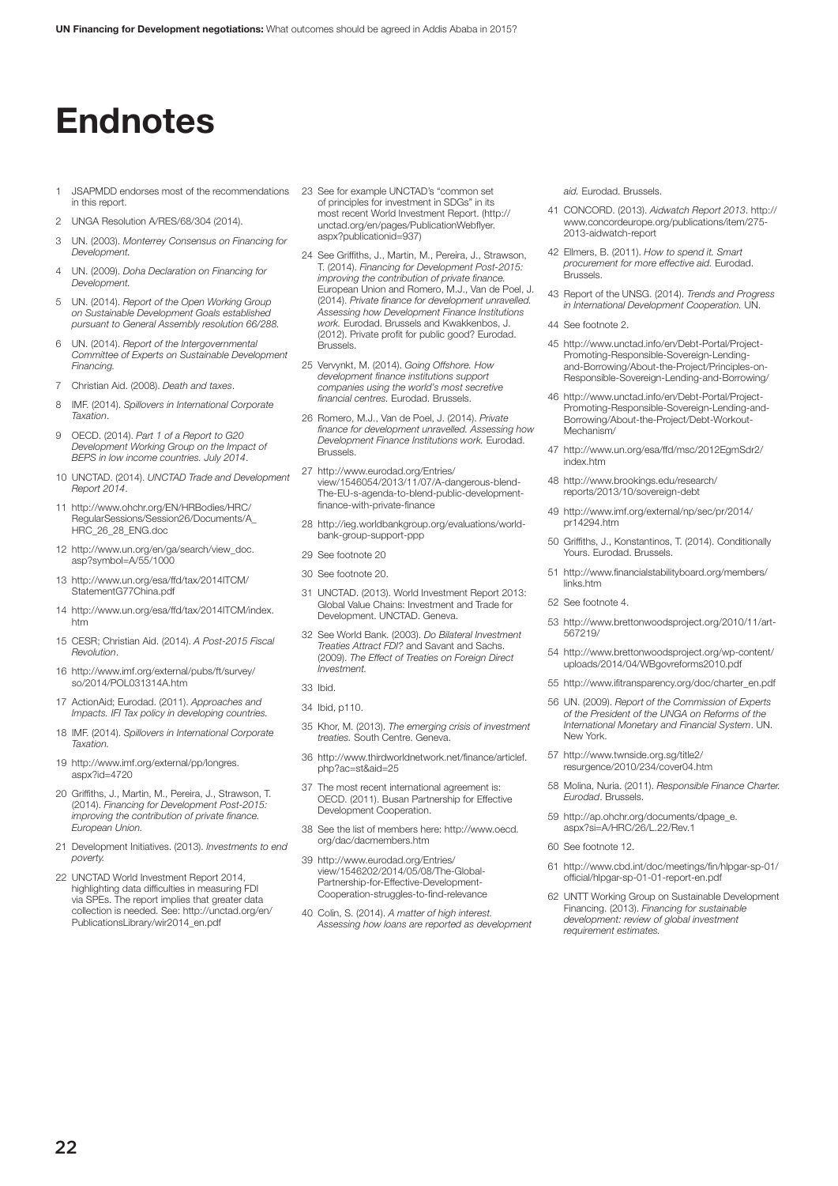# Endnotes

1. JSAPMDD endorses most of the recommendations in this report.
2. UNGA Resolution A/RES/68/304 (2014).
3. UN. (2003). *Monterrey Consensus on Financing for Development.*
4. UN. (2009). *Doha Declaration on Financing for Development.*
5. UN. (2014). *Report of the Open Working Group on Sustainable Development Goals established pursuant to General Assembly resolution 66/288.*
6. UN. (2014). *Report of the Intergovernmental Committee of Experts on Sustainable Development Financing.*
7. Christian Aid. (2008). *Death and taxes*.
8. IMF. (2014). *Spillovers in International Corporate Taxation*.
9. OECD. (2014). *Part 1 of a Report to G20 Development Working Group on the Impact of BEPS in low income countries. July 2014*.
10. UNCTAD. (2014). *UNCTAD Trade and Development Report 2014*.
11. http://www.ohchr.org/EN/HRBodies/HRC/RegularSessions/Session26/Documents/A_HRC_26_28_ENG.doc
12. http://www.un.org/en/ga/search/view_doc.asp?symbol=A/55/1000
13. http://www.un.org/esa/ffd/tax/2014ITCM/StatementG77China.pdf
14. http://www.un.org/esa/ffd/tax/2014ITCM/index.htm
15. CESR; Christian Aid. (2014). *A Post-2015 Fiscal Revolution*.
16. http://www.imf.org/external/pubs/ft/survey/so/2014/POL031314A.htm
17. ActionAid; Eurodad. (2011). *Approaches and Impacts. IFI Tax policy in developing countries.*
18. IMF. (2014). *Spillovers in International Corporate Taxation.*
19. http://www.imf.org/external/pp/longres.aspx?id=4720
20. Griffiths, J., Martin, M., Pereira, J., Strawson, T. (2014). *Financing for Development Post-2015: improving the contribution of private finance. European Union.*
21. Development Initiatives. (2013). *Investments to end poverty.*
22. UNCTAD World Investment Report 2014, highlighting data difficulties in measuring FDI via SPEs. The report implies that greater data collection is needed. See: http://unctad.org/en/PublicationsLibrary/wir2014_en.pdf
23. See for example UNCTAD's "common set of principles for investment in SDGs" in its most recent World Investment Report. (http://unctad.org/en/pages/PublicationWebflyer.aspx?publicationid=937)
24. See Griffiths, J., Martin, M., Pereira, J., Strawson, T. (2014). *Financing for Development Post-2015: improving the contribution of private finance.* European Union and Romero, M.J., Van de Poel, J. (2014). *Private finance for development unravelled. Assessing how Development Finance Institutions work.* Eurodad. Brussels and Kwakkenbos, J. (2012). Private profit for public good? Eurodad. Brussels.
25. Vervynkt, M. (2014). *Going Offshore. How development finance institutions support companies using the world's most secretive financial centres.* Eurodad. Brussels.
26. Romero, M.J., Van de Poel, J. (2014). *Private finance for development unravelled. Assessing how Development Finance Institutions work.* Eurodad. Brussels.
27. http://www.eurodad.org/Entries/view/1546054/2013/11/07/A-dangerous-blend-The-EU-s-agenda-to-blend-public-development-finance-with-private-finance
28. http://ieg.worldbankgroup.org/evaluations/world-bank-group-support-ppp
29. See footnote 20
30. See footnote 20.
31. UNCTAD. (2013). World Investment Report 2013: Global Value Chains: Investment and Trade for Development. UNCTAD. Geneva.
32. See World Bank. (2003). *Do Bilateral Investment Treaties Attract FDI?* and Savant and Sachs. (2009). *The Effect of Treaties on Foreign Direct Investment.*
33. Ibid.
34. Ibid, p110.
35. Khor, M. (2013). *The emerging crisis of investment treaties.* South Centre. Geneva.
36. http://www.thirdworldnetwork.net/finance/articlef.php?ac=st&aid=25
37. The most recent international agreement is: OECD. (2011). Busan Partnership for Effective Development Cooperation.
38. See the list of members here: http://www.oecd.org/dac/dacmembers.htm
39. http://www.eurodad.org/Entries/view/1546202/2014/05/08/The-Global-Partnership-for-Effective-Development-Cooperation-struggles-to-find-relevance
40. Colin, S. (2014). *A matter of high interest. Assessing how loans are reported as development aid.* Eurodad. Brussels.
41. CONCORD. (2013). *Aidwatch Report 2013*. http://www.concordeurope.org/publications/item/275-2013-aidwatch-report
42. Ellmers, B. (2011). *How to spend it. Smart procurement for more effective aid.* Eurodad. Brussels.
43. Report of the UNSG. (2014). *Trends and Progress in International Development Cooperation.* UN.
44. See footnote 2.
45. http://www.unctad.info/en/Debt-Portal/Project-Promoting-Responsible-Sovereign-Lending-and-Borrowing/About-the-Project/Principles-on-Responsible-Sovereign-Lending-and-Borrowing/
46. http://www.unctad.info/en/Debt-Portal/Project-Promoting-Responsible-Sovereign-Lending-and-Borrowing/About-the-Project/Debt-Workout-Mechanism/
47. http://www.un.org/esa/ffd/msc/2012EgmSdr2/index.htm
48. http://www.brookings.edu/research/reports/2013/10/sovereign-debt
49. http://www.imf.org/external/np/sec/pr/2014/pr14294.htm
50. Griffiths, J., Konstantinos, T. (2014). Conditionally Yours. Eurodad. Brussels.
51. http://www.financialstabilityboard.org/members/links.htm
52. See footnote 4.
53. http://www.brettonwoodsproject.org/2010/11/art-567219/
54. http://www.brettonwoodsproject.org/wp-content/uploads/2014/04/WBgovreforms2010.pdf
55. http://www.ifitransparency.org/doc/charter_en.pdf
56. UN. (2009). *Report of the Commission of Experts of the President of the UNGA on Reforms of the International Monetary and Financial System*. UN. New York.
57. http://www.twnside.org.sg/title2/resurgence/2010/234/cover04.htm
58. Molina, Nuria. (2011). *Responsible Finance Charter. Eurodad*. Brussels.
59. http://ap.ohchr.org/documents/dpage_e.aspx?si=A/HRC/26/L.22/Rev.1
60. See footnote 12.
61. http://www.cbd.int/doc/meetings/fin/hlpgar-sp-01/official/hlpgar-sp-01-01-report-en.pdf
62. UNTT Working Group on Sustainable Development Financing. (2013). *Financing for sustainable development: review of global investment requirement estimates.*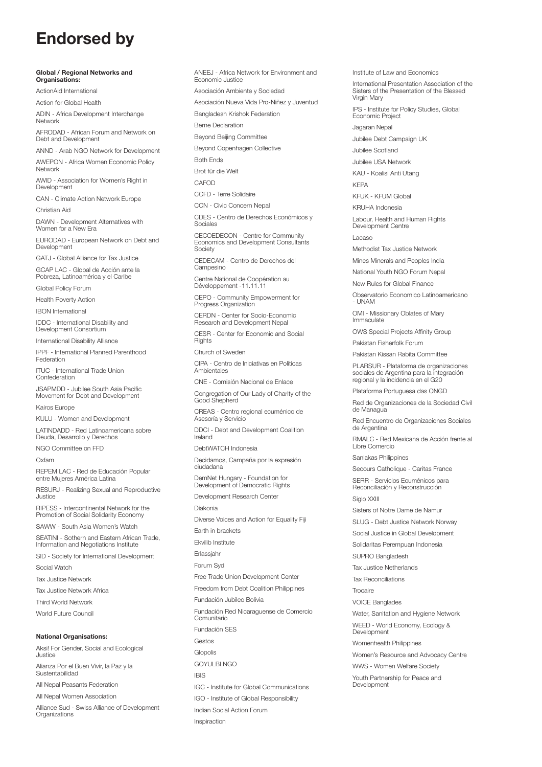# Endorsed by

**Global / Regional Networks and Organisations:**

ActionAid International

Action for Global Health

ADIN - Africa Development Interchange Network

AFRODAD - African Forum and Network on Debt and Development

ANND - Arab NGO Network for Development

AWEPON - Africa Women Economic Policy Network

AWID - Association for Women's Right in Development

CAN - Climate Action Network Europe

Christian Aid

DAWN - Development Alternatives with Women for a New Era

EURODAD - European Network on Debt and Development

GATJ - Global Alliance for Tax Justice

GCAP LAC - Global de Acción ante la Pobreza, Latinoamérica y el Caribe

Global Policy Forum

Health Poverty Action

IBON International

IDDC - International Disability and Development Consortium

International Disability Alliance

IPPF - International Planned Parenthood Federation

ITUC - International Trade Union Confederation

JSAPMDD - Jubilee South Asia Pacific Movement for Debt and Development

Kairos Europe

KULU - Women and Development

LATINDADD - Red Latinoamericana sobre Deuda, Desarrollo y Derechos

NGO Committee on FFD

Oxfam

REPEM LAC - Red de Educación Popular entre Mujeres América Latina

RESURJ - Realizing Sexual and Reproductive Justice

RIPESS - Intercontinental Network for the Promotion of Social Solidarity Economy

SAWW - South Asia Women's Watch

SEATINI - Sothern and Eastern African Trade, Information and Negotiations Institute

SID - Society for International Development

Social Watch

Tax Justice Network

Tax Justice Network Africa

Third World Network

World Future Council

**National Organisations:**

Aksi! For Gender, Social and Ecological Justice

Alianza Por el Buen Vivir, la Paz y la Sustentabilidad

All Nepal Peasants Federation

All Nepal Women Association

Alliance Sud - Swiss Alliance of Development Organizations

ANEEJ - Africa Network for Environment and Economic Justice

Asociación Ambiente y Sociedad

Asociación Nueva Vida Pro-Niñez y Juventud

Bangladesh Krishok Federation

Berne Declaration

Beyond Beijing Committee

Beyond Copenhagen Collective

Both Ends

Brot für die Welt

CAFOD

CCFD - Terre Solidaire

CCN - Civic Concern Nepal

CDES - Centro de Derechos Económicos y Sociales

CECOEDECON - Centre for Community Economics and Development Consultants Society

CEDECAM - Centro de Derechos del Campesino

Centre National de Coopération au Développement -11.11.11

CEPO - Community Empowerment for Progress Organization

CERDN - Center for Socio-Economic Research and Development Nepal

CESR - Center for Economic and Social Rights

Church of Sweden

CIPA - Centro de Iniciativas en Políticas Ambientales

CNE - Comisión Nacional de Enlace

Congregation of Our Lady of Charity of the Good Shepherd

CREAS - Centro regional ecuménico de Asesoría y Servicio

DDCI - Debt and Development Coalition Ireland

DebtWATCH Indonesia

Decidamos, Campaña por la expresión ciudadana

DemNet Hungary - Foundation for Development of Democratic Rights

Development Research Center

Diakonia

Diverse Voices and Action for Equality Fiji

Earth in brackets

Ekvilib Institute

Erlassjahr

Forum Syd

Free Trade Union Development Center

Freedom from Debt Coalition Philippines

Fundación Jubileo Bolivia

Fundación Red Nicaraguense de Comercio Comunitario

Fundación SES

Gestos

Glopolis

GOYULBI NGO

IBIS

IGC - Institute for Global Communications

IGO - Institute of Global Responsibility

Indian Social Action Forum

Inspiraction

Institute of Law and Economics

International Presentation Association of the Sisters of the Presentation of the Blessed Virgin Mary

IPS - Institute for Policy Studies, Global Economic Project

Jagaran Nepal

Jubilee Debt Campaign UK

Jubilee Scotland

Jubilee USA Network

KAU - Koalisi Anti Utang

KEPA

KFUK - KFUM Global

KRUHA Indonesia

Labour, Health and Human Rights Development Centre

Lacaso

Methodist Tax Justice Network

Mines Minerals and Peoples India

National Youth NGO Forum Nepal

New Rules for Global Finance

Observatorio Economico Latinoamericano - UNAM

OMI - Missionary Oblates of Mary Immaculate

OWS Special Projects Affinity Group

Pakistan Fisherfolk Forum

Pakistan Kissan Rabita Committee

PLARSUR - Plataforma de organizaciones sociales de Argentina para la integración regional y la incidencia en el G20

Plataforma Portuguesa das ONGD

Red de Organizaciones de la Sociedad Civil de Managua

Red Encuentro de Organizaciones Sociales de Argentina

RMALC - Red Mexicana de Acción frente al Libre Comercio

Sanlakas Philippines

Secours Catholique - Caritas France

SERR - Servicios Ecuménicos para Reconciliación y Reconstrucción

Siglo XXIII

Sisters of Notre Dame de Namur

SLUG - Debt Justice Network Norway

Social Justice in Global Development

Solidaritas Perempuan Indonesia

SUPRO Bangladesh

Tax Justice Netherlands

Tax Reconciliations

Trocaire

VOICE Banglades

Water, Sanitation and Hygiene Network

WEED - World Economy, Ecology & Development

Womenhealth Philippines

Women's Resource and Advocacy Centre

WWS - Women Welfare Society

Youth Partnership for Peace and Development